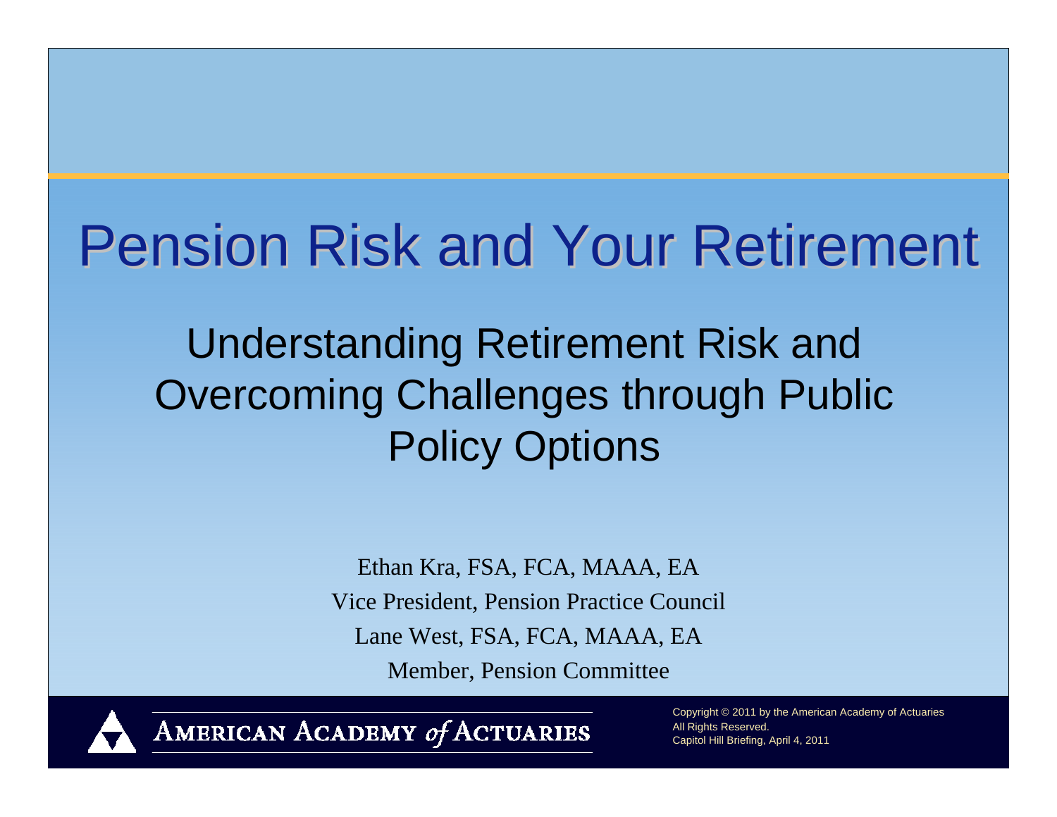# Pension Risk and Your Retirement

## Understanding Retirement Risk and Overcoming Challenges through Public Policy Options

Ethan Kra, FSA, FCA, MAAA, EA

Vice President, Pension Practice Council

Lane West, FSA, FCA, MAAA, EA

Member, Pension Committee

AMERICAN ACADEMY *of* ACTUARIES

Copyright © 2011 by the American Academy of Actuaries
All Rights Reserved.
Capitol Hill Briefing, April 4, 2011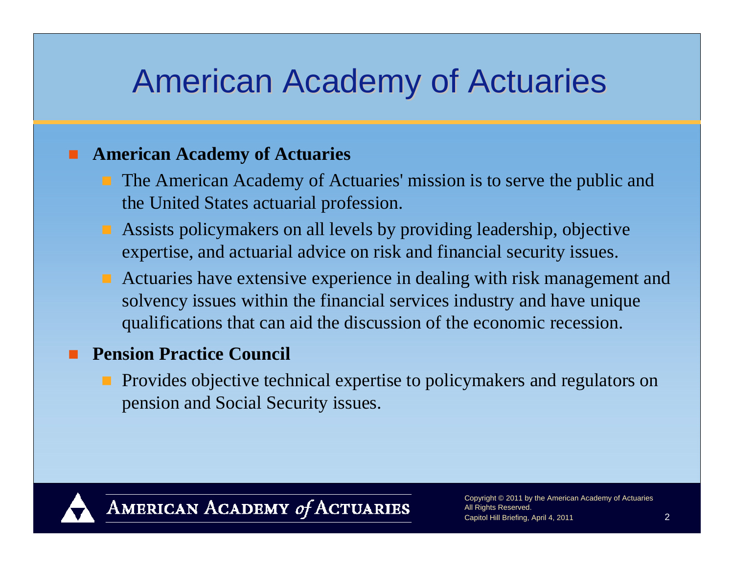# American Academy of Actuaries

- **American Academy of Actuaries**
  - The American Academy of Actuaries' mission is to serve the public and the United States actuarial profession.
  - Assists policymakers on all levels by providing leadership, objective expertise, and actuarial advice on risk and financial security issues.
  - Actuaries have extensive experience in dealing with risk management and solvency issues within the financial services industry and have unique qualifications that can aid the discussion of the economic recession.
- **Pension Practice Council**
  - Provides objective technical expertise to policymakers and regulators on pension and Social Security issues.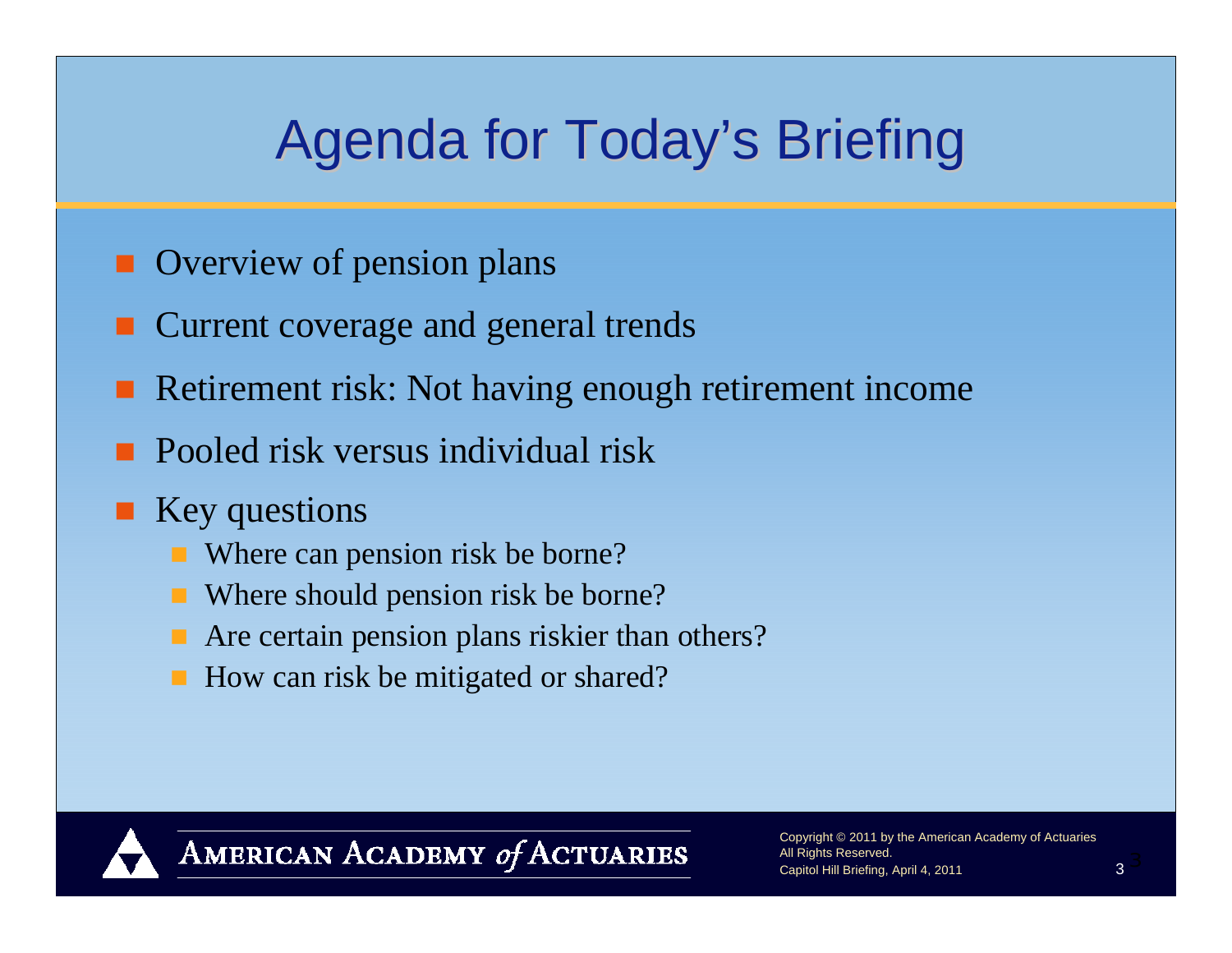# Agenda for Today's Briefing

- Overview of pension plans
- Current coverage and general trends
- Retirement risk: Not having enough retirement income
- Pooled risk versus individual risk
- Key questions
  - Where can pension risk be borne?
  - Where should pension risk be borne?
  - Are certain pension plans riskier than others?
  - How can risk be mitigated or shared?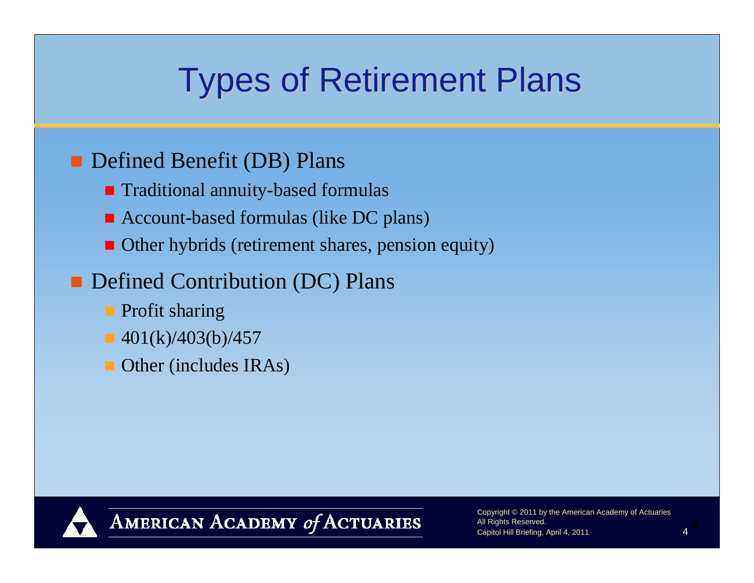# Types of Retirement Plans

- Defined Benefit (DB) Plans
  - Traditional annuity-based formulas
  - Account-based formulas (like DC plans)
  - Other hybrids (retirement shares, pension equity)
- Defined Contribution (DC) Plans
  - Profit sharing
  - 401(k)/403(b)/457
  - Other (includes IRAs)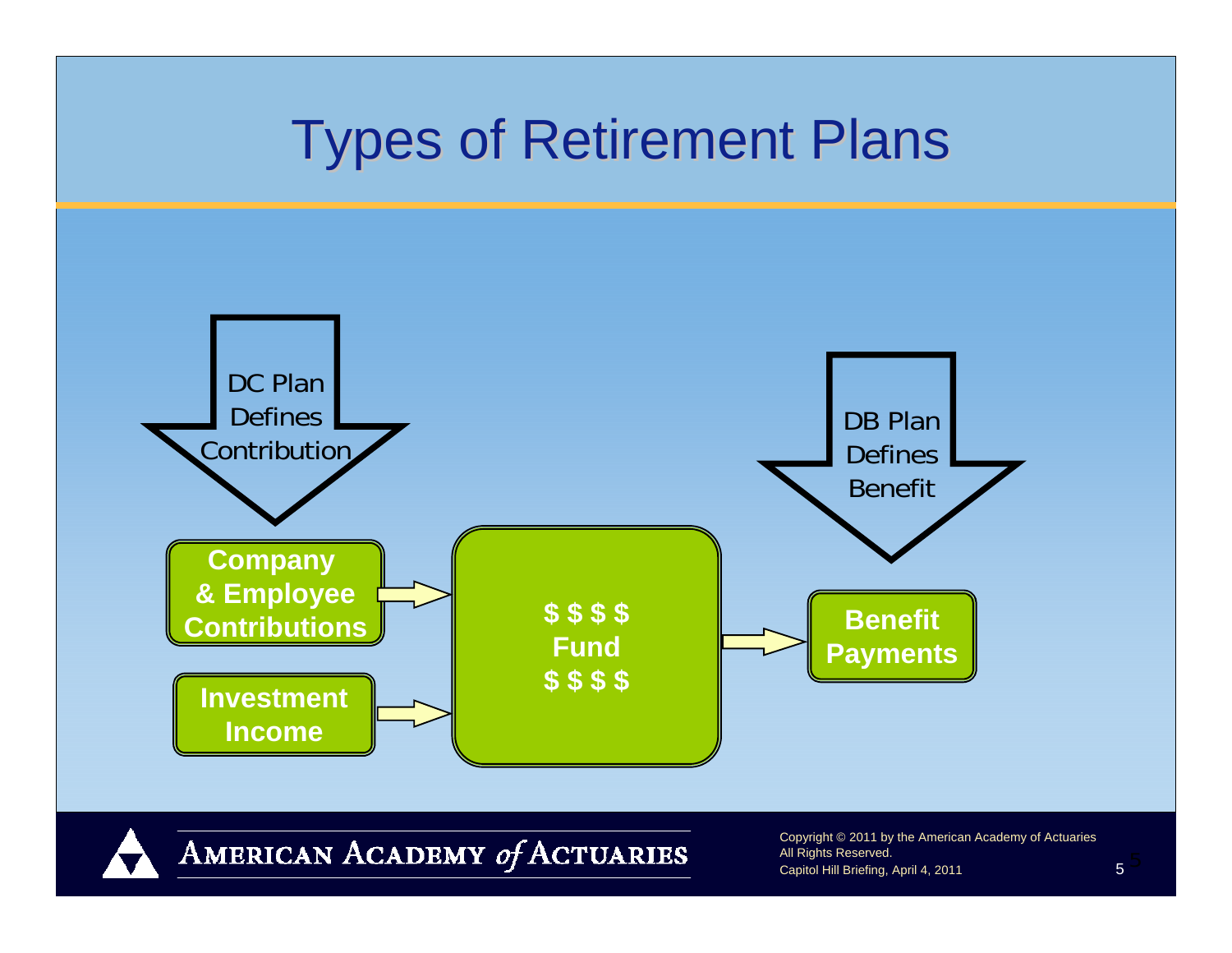# Types of Retirement Plans

DC Plan Defines Contribution

DB Plan Defines Benefit

**Company & Employee Contributions**

**Investment Income**

**$ $ $ $**
**Fund**
**$ $ $ $**

**Benefit Payments**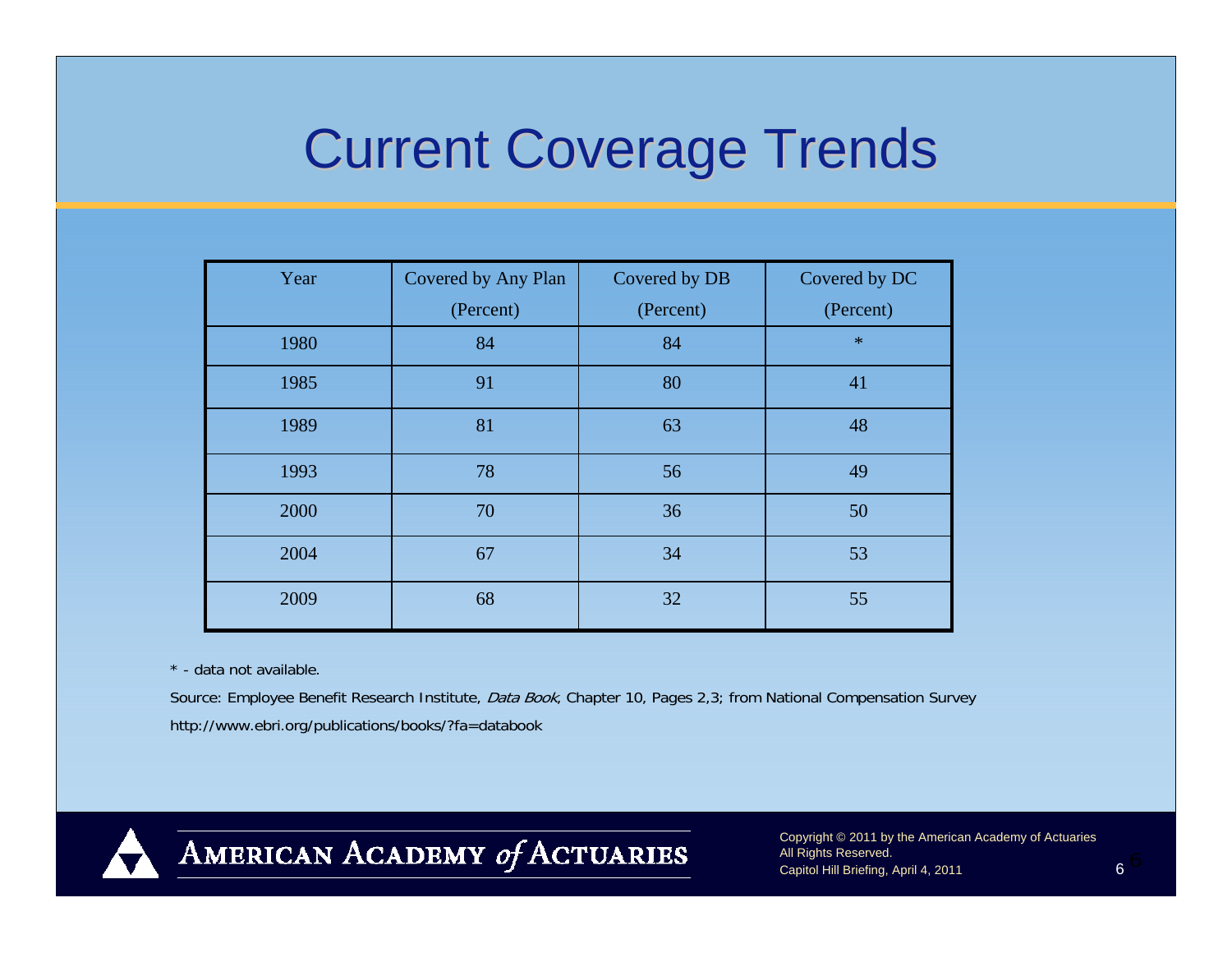# Current Coverage Trends

| Year | Covered by Any Plan (Percent) | Covered by DB (Percent) | Covered by DC (Percent) |
|---|---|---|---|
| 1980 | 84 | 84 | * |
| 1985 | 91 | 80 | 41 |
| 1989 | 81 | 63 | 48 |
| 1993 | 78 | 56 | 49 |
| 2000 | 70 | 36 | 50 |
| 2004 | 67 | 34 | 53 |
| 2009 | 68 | 32 | 55 |

* - data not available.

Source: Employee Benefit Research Institute, *Data Book*, Chapter 10, Pages 2,3; from National Compensation Survey

http://www.ebri.org/publications/books/?fa=databook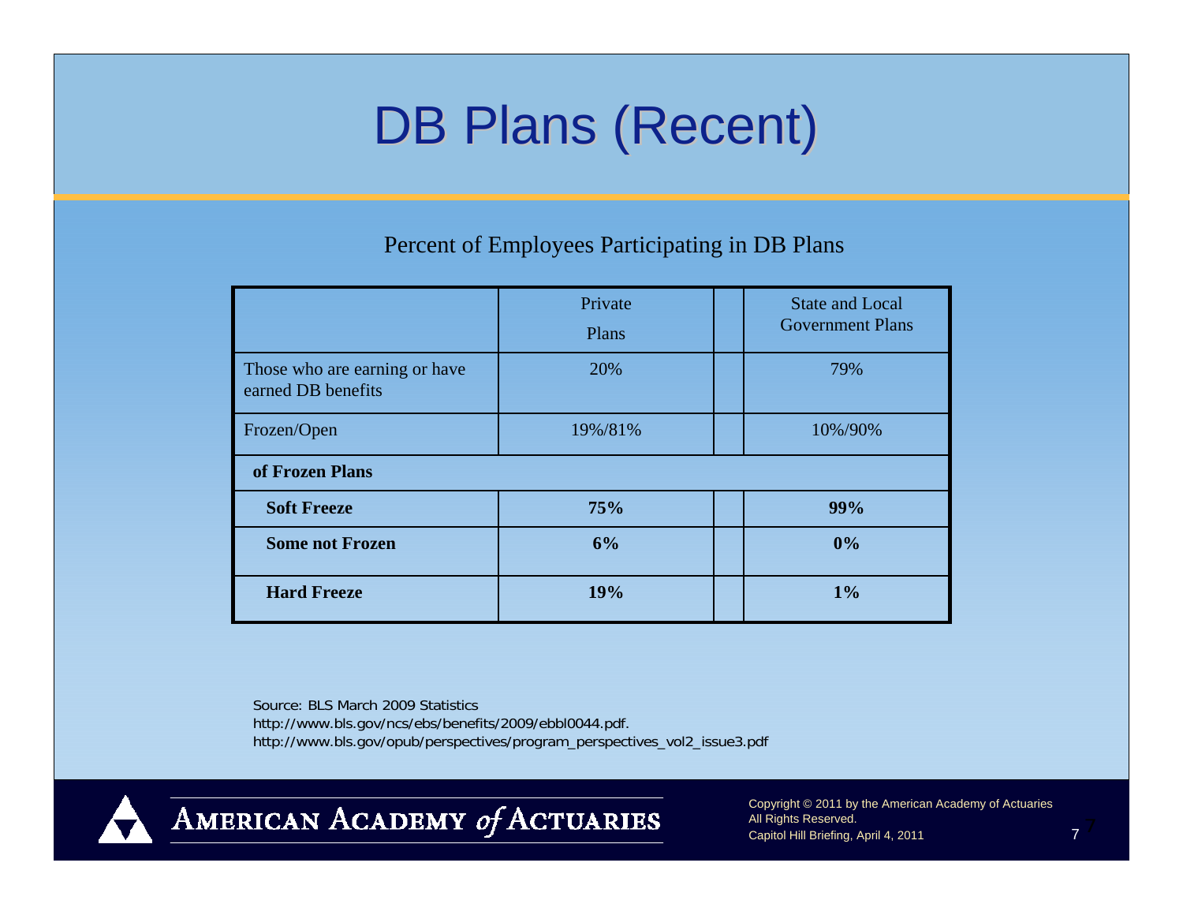# DB Plans (Recent)

Percent of Employees Participating in DB Plans

| | Private Plans | | State and Local Government Plans |
|---|---|---|---|
| Those who are earning or have earned DB benefits | 20% | | 79% |
| Frozen/Open | 19%/81% | | 10%/90% |
| **of Frozen Plans** | | | |
| **Soft Freeze** | **75%** | | **99%** |
| **Some not Frozen** | **6%** | | **0%** |
| **Hard Freeze** | **19%** | | **1%** |

Source: BLS March 2009 Statistics
http://www.bls.gov/ncs/ebs/benefits/2009/ebbl0044.pdf.
http://www.bls.gov/opub/perspectives/program_perspectives_vol2_issue3.pdf

AMERICAN ACADEMY *of* ACTUARIES

Copyright © 2011 by the American Academy of Actuaries
All Rights Reserved.
Capitol Hill Briefing, April 4, 2011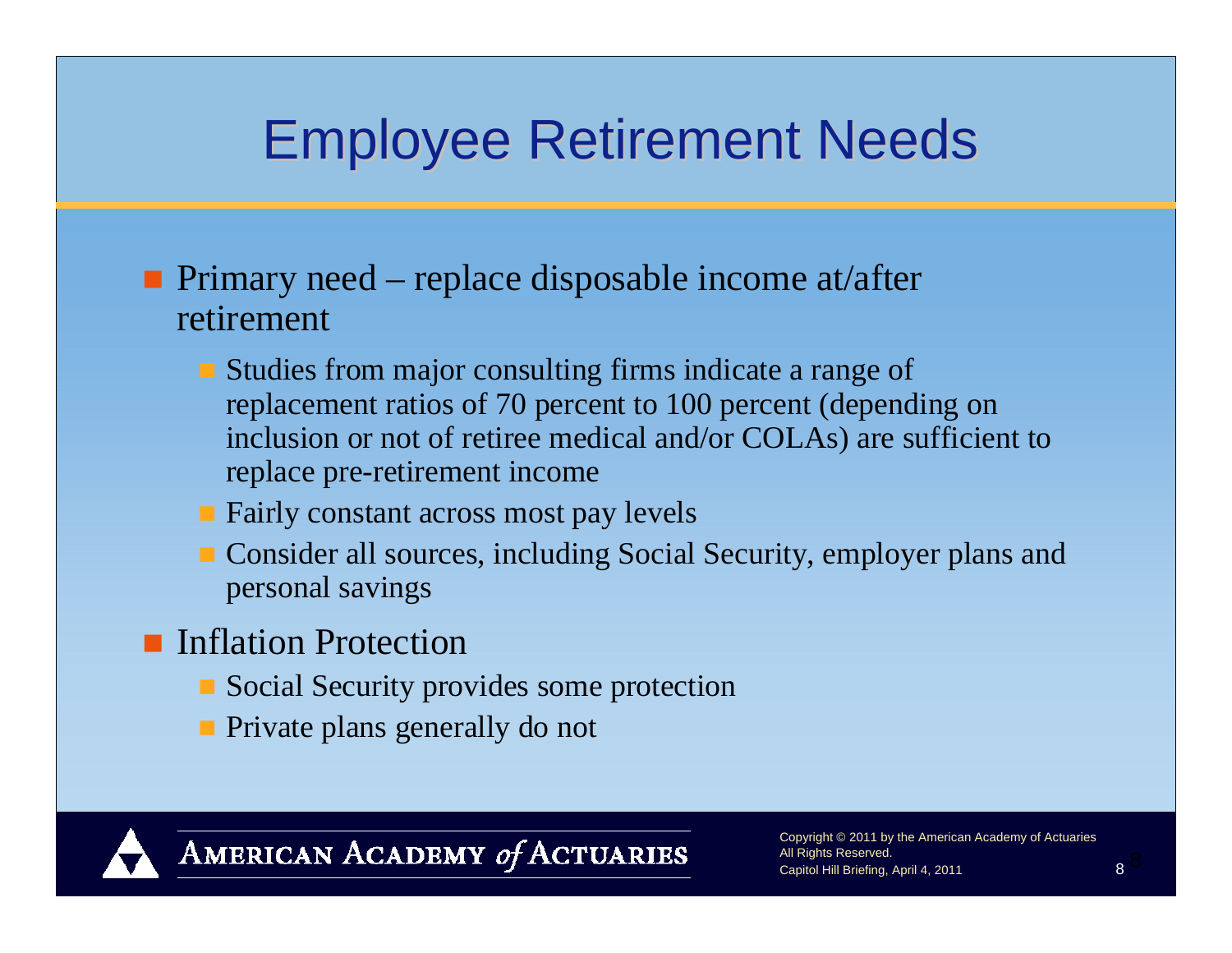# Employee Retirement Needs

- Primary need – replace disposable income at/after retirement
  - Studies from major consulting firms indicate a range of replacement ratios of 70 percent to 100 percent (depending on inclusion or not of retiree medical and/or COLAs) are sufficient to replace pre-retirement income
  - Fairly constant across most pay levels
  - Consider all sources, including Social Security, employer plans and personal savings
- Inflation Protection
  - Social Security provides some protection
  - Private plans generally do not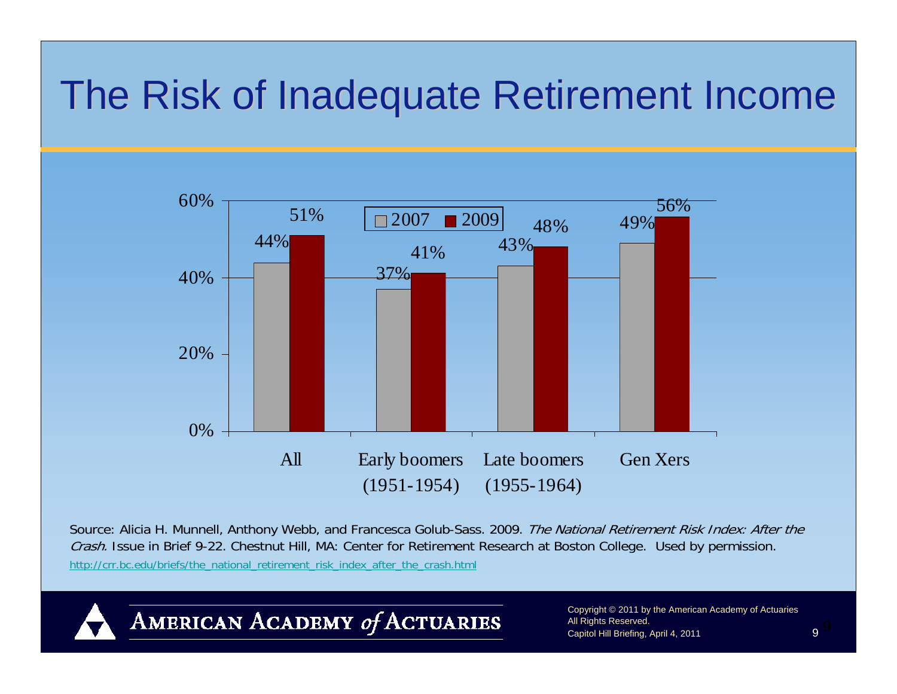# The Risk of Inadequate Retirement Income

| | 2007 | 2009 |
|---|---|---|
| All | 44% | 51% |
| Early boomers (1951-1954) | 37% | 41% |
| Late boomers (1955-1964) | 43% | 48% |
| Gen Xers | 49% | 56% |

Source: Alicia H. Munnell, Anthony Webb, and Francesca Golub-Sass. 2009. *The National Retirement Risk Index: After the Crash.* Issue in Brief 9-22. Chestnut Hill, MA: Center for Retirement Research at Boston College. Used by permission.

http://crr.bc.edu/briefs/the_national_retirement_risk_index_after_the_crash.html

AMERICAN ACADEMY *of* ACTUARIES

Copyright © 2011 by the American Academy of Actuaries
All Rights Reserved.
Capitol Hill Briefing, April 4, 2011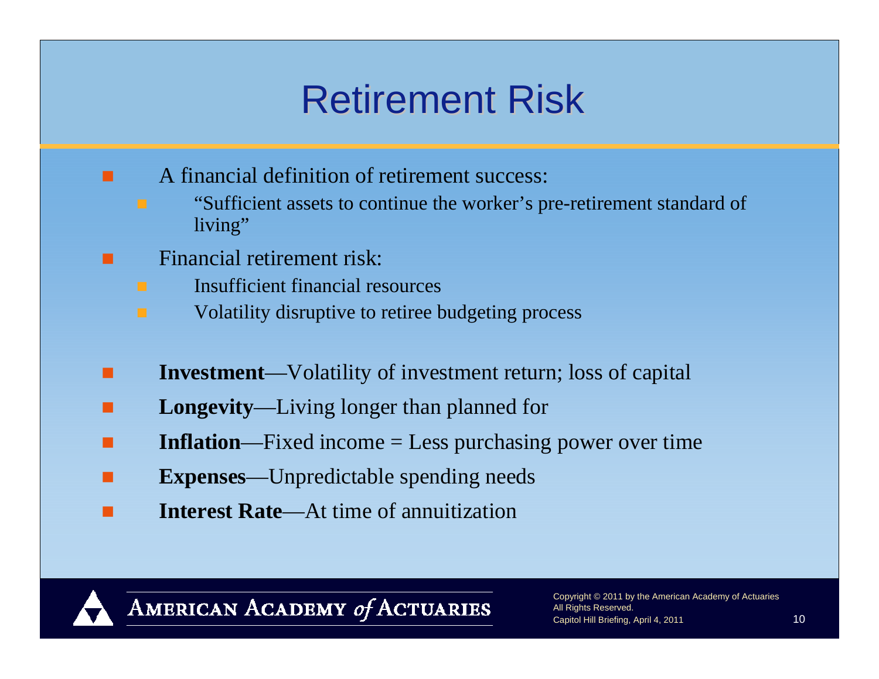# Retirement Risk

- A financial definition of retirement success:
  - "Sufficient assets to continue the worker's pre-retirement standard of living"
- Financial retirement risk:
  - Insufficient financial resources
  - Volatility disruptive to retiree budgeting process

- **Investment**—Volatility of investment return; loss of capital
- **Longevity**—Living longer than planned for
- **Inflation**—Fixed income = Less purchasing power over time
- **Expenses**—Unpredictable spending needs
- **Interest Rate**—At time of annuitization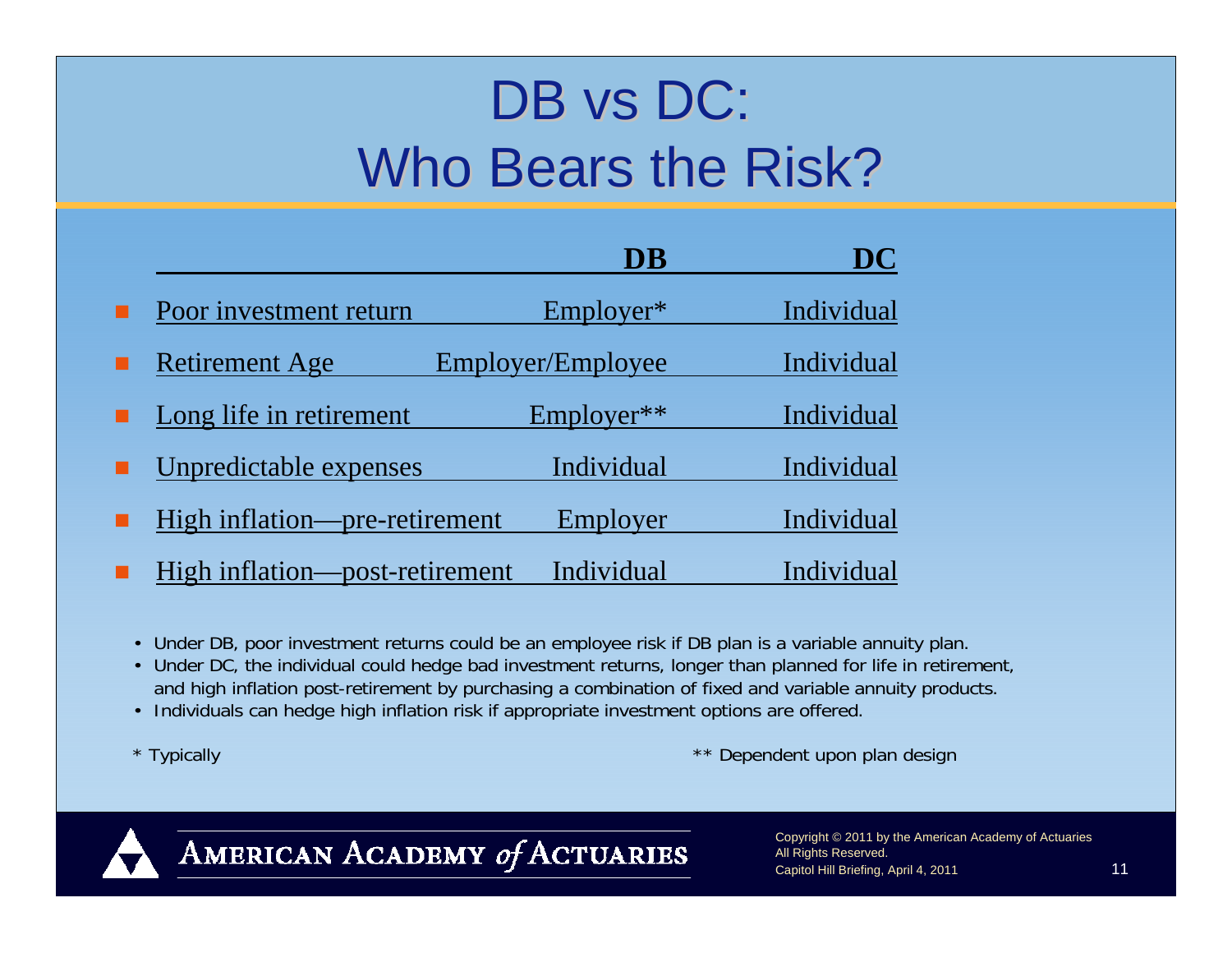# DB vs DC: Who Bears the Risk?

| | DB | DC |
|---|---|---|
| Poor investment return | Employer* | Individual |
| Retirement Age | Employer/Employee | Individual |
| Long life in retirement | Employer** | Individual |
| Unpredictable expenses | Individual | Individual |
| High inflation—pre-retirement | Employer | Individual |
| High inflation—post-retirement | Individual | Individual |

- Under DB, poor investment returns could be an employee risk if DB plan is a variable annuity plan.
- Under DC, the individual could hedge bad investment returns, longer than planned for life in retirement, and high inflation post-retirement by purchasing a combination of fixed and variable annuity products.
- Individuals can hedge high inflation risk if appropriate investment options are offered.

\* Typically

\** Dependent upon plan design

American Academy of Actuaries

Copyright © 2011 by the American Academy of Actuaries
All Rights Reserved.
Capitol Hill Briefing, April 4, 2011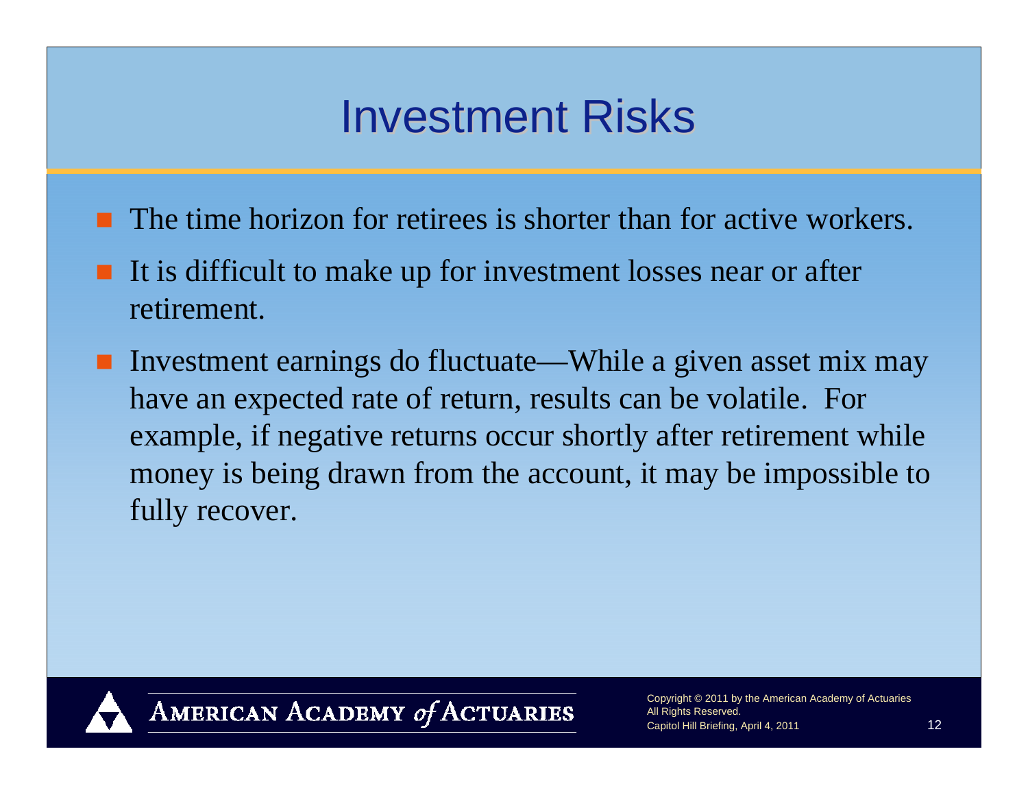# Investment Risks

- The time horizon for retirees is shorter than for active workers.
- It is difficult to make up for investment losses near or after retirement.
- Investment earnings do fluctuate—While a given asset mix may have an expected rate of return, results can be volatile. For example, if negative returns occur shortly after retirement while money is being drawn from the account, it may be impossible to fully recover.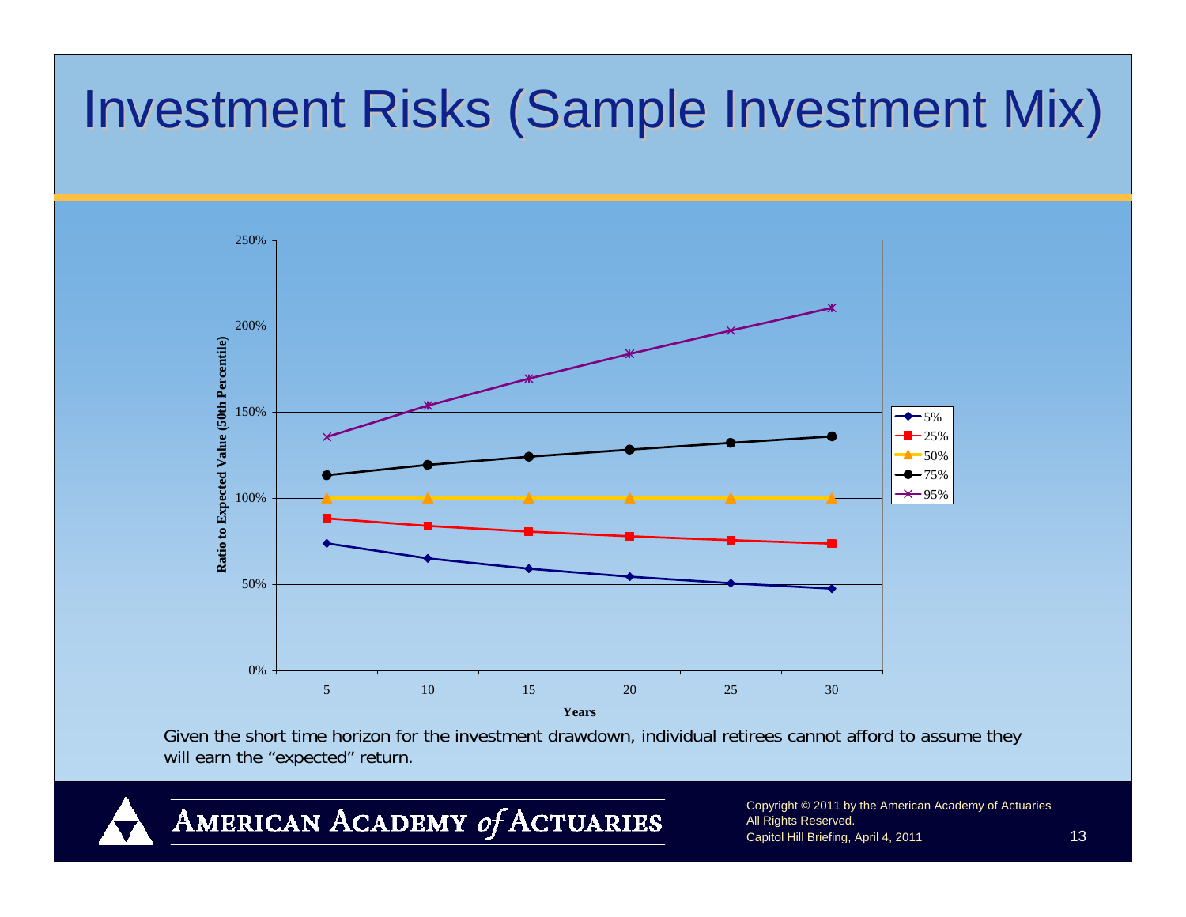# Investment Risks (Sample Investment Mix)

Given the short time horizon for the investment drawdown, individual retirees cannot afford to assume they will earn the "expected" return.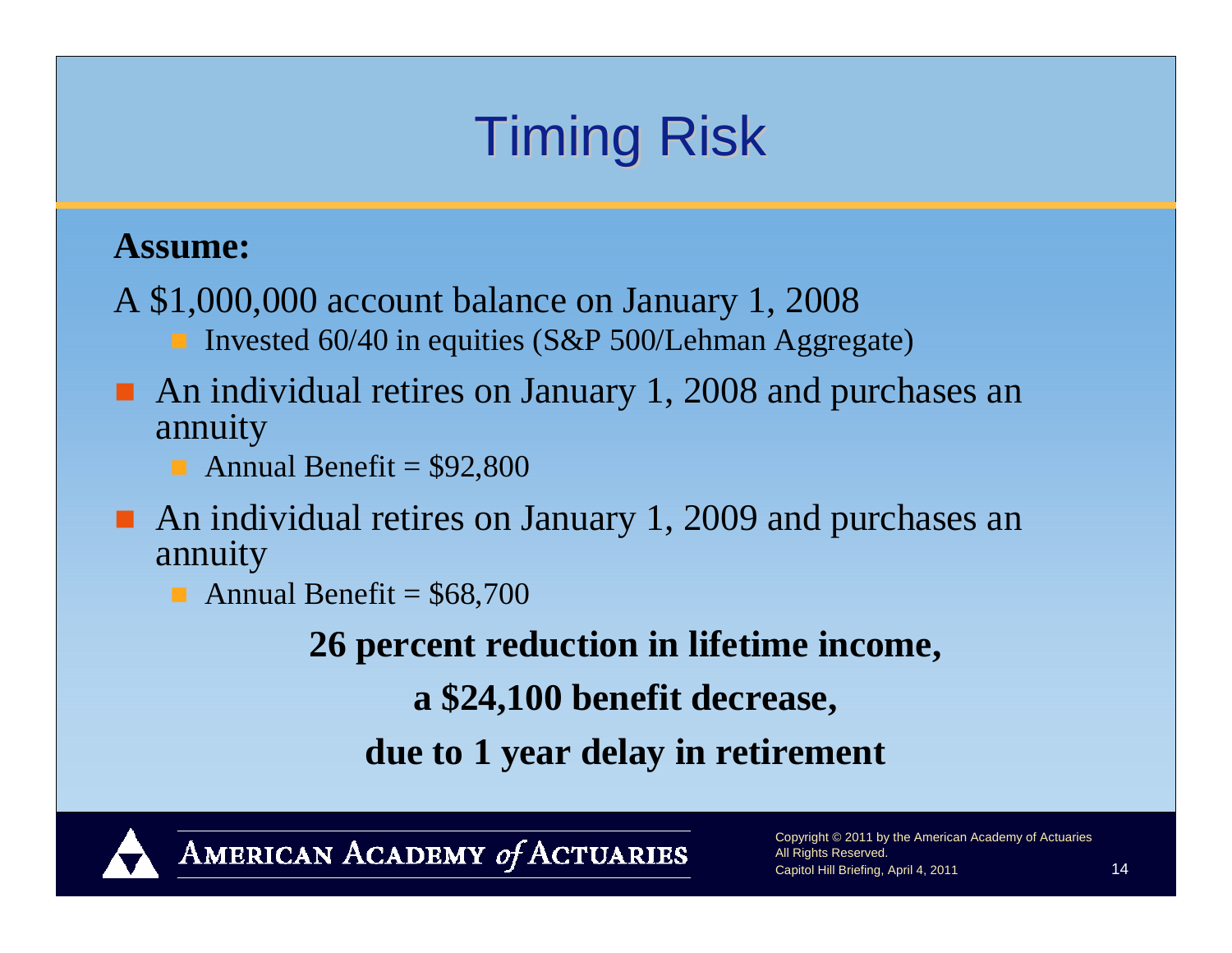# Timing Risk

**Assume:**

A $1,000,000 account balance on January 1, 2008

- Invested 60/40 in equities (S&P 500/Lehman Aggregate)

- An individual retires on January 1, 2008 and purchases an annuity
  - Annual Benefit = $92,800
- An individual retires on January 1, 2009 and purchases an annuity
  - Annual Benefit = $68,700

**26 percent reduction in lifetime income,**

**a $24,100 benefit decrease,**

**due to 1 year delay in retirement**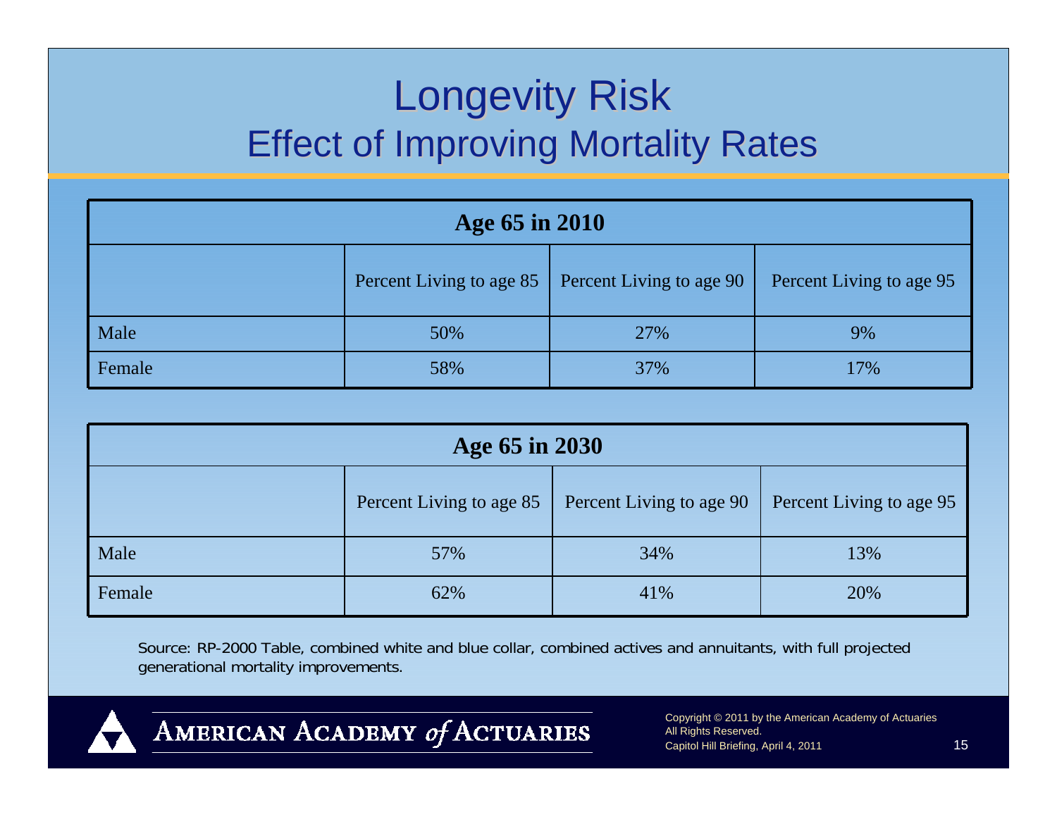# Longevity Risk

## Effect of Improving Mortality Rates

| Age 65 in 2010 | | | |
|---|---|---|---|
| | Percent Living to age 85 | Percent Living to age 90 | Percent Living to age 95 |
| Male | 50% | 27% | 9% |
| Female | 58% | 37% | 17% |

| Age 65 in 2030 | | | |
|---|---|---|---|
| | Percent Living to age 85 | Percent Living to age 90 | Percent Living to age 95 |
| Male | 57% | 34% | 13% |
| Female | 62% | 41% | 20% |

Source: RP-2000 Table, combined white and blue collar, combined actives and annuitants, with full projected generational mortality improvements.

AMERICAN ACADEMY *of* ACTUARIES

Copyright © 2011 by the American Academy of Actuaries
All Rights Reserved.
Capitol Hill Briefing, April 4, 2011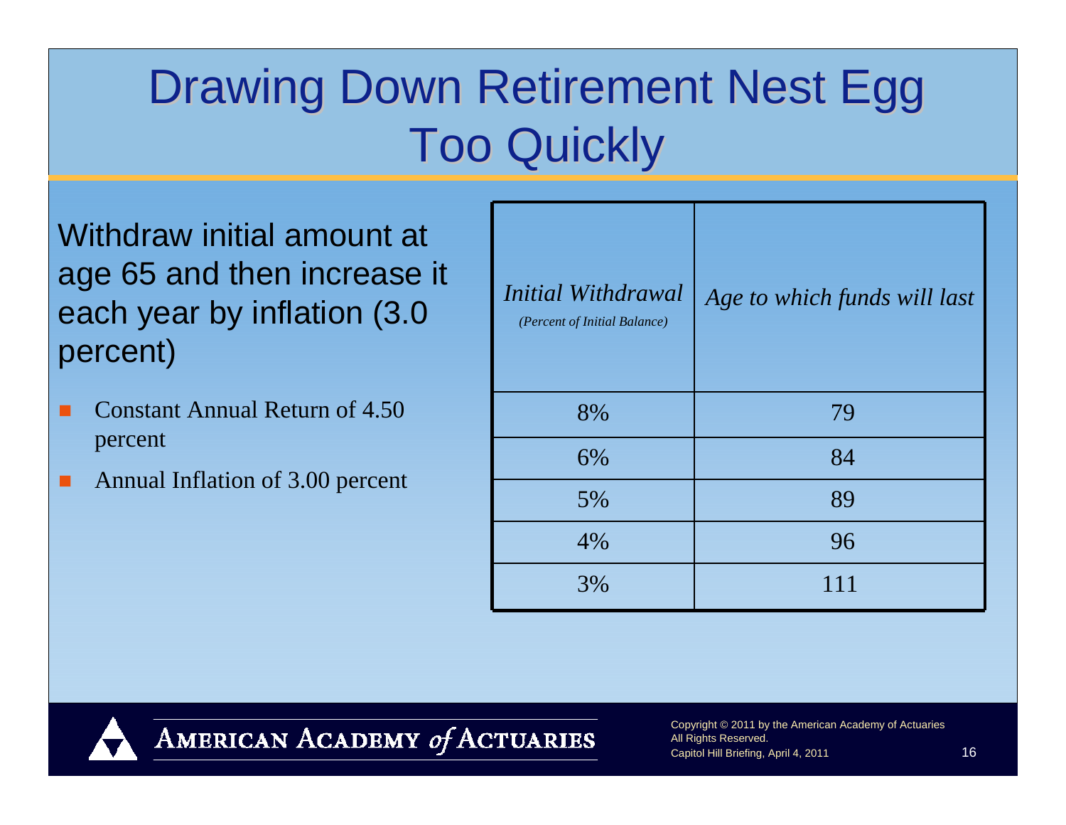# Drawing Down Retirement Nest Egg Too Quickly

Withdraw initial amount at age 65 and then increase it each year by inflation (3.0 percent)

- Constant Annual Return of 4.50 percent
- Annual Inflation of 3.00 percent

| *Initial Withdrawal* *(Percent of Initial Balance)* | *Age to which funds will last* |
|---|---|
| 8% | 79 |
| 6% | 84 |
| 5% | 89 |
| 4% | 96 |
| 3% | 111 |

AMERICAN ACADEMY *of* ACTUARIES

Copyright © 2011 by the American Academy of Actuaries
All Rights Reserved.
Capitol Hill Briefing, April 4, 2011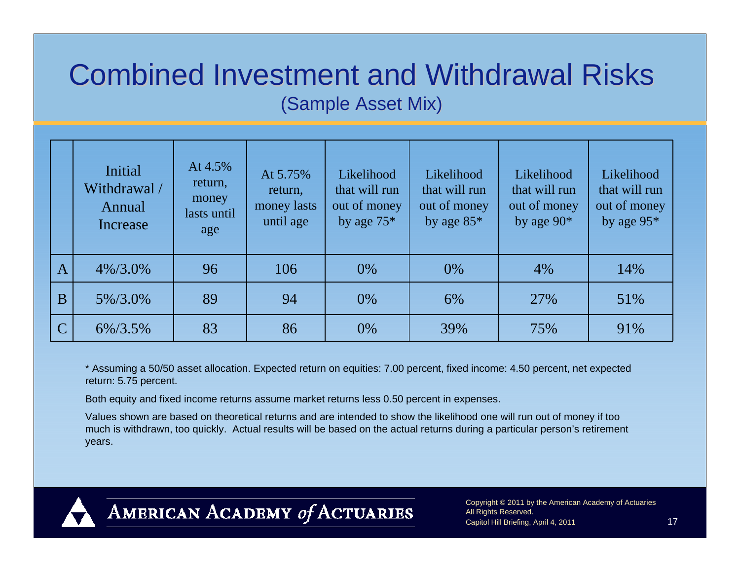# Combined Investment and Withdrawal Risks

(Sample Asset Mix)

| | Initial Withdrawal / Annual Increase | At 4.5% return, money lasts until age | At 5.75% return, money lasts until age | Likelihood that will run out of money by age 75* | Likelihood that will run out of money by age 85* | Likelihood that will run out of money by age 90* | Likelihood that will run out of money by age 95* |
|---|---|---|---|---|---|---|---|
| A | 4%/3.0% | 96 | 106 | 0% | 0% | 4% | 14% |
| B | 5%/3.0% | 89 | 94 | 0% | 6% | 27% | 51% |
| C | 6%/3.5% | 83 | 86 | 0% | 39% | 75% | 91% |

* Assuming a 50/50 asset allocation. Expected return on equities: 7.00 percent, fixed income: 4.50 percent, net expected return: 5.75 percent.

Both equity and fixed income returns assume market returns less 0.50 percent in expenses.

Values shown are based on theoretical returns and are intended to show the likelihood one will run out of money if too much is withdrawn, too quickly. Actual results will be based on the actual returns during a particular person's retirement years.

American Academy *of* Actuaries

Copyright © 2011 by the American Academy of Actuaries
All Rights Reserved.
Capitol Hill Briefing, April 4, 2011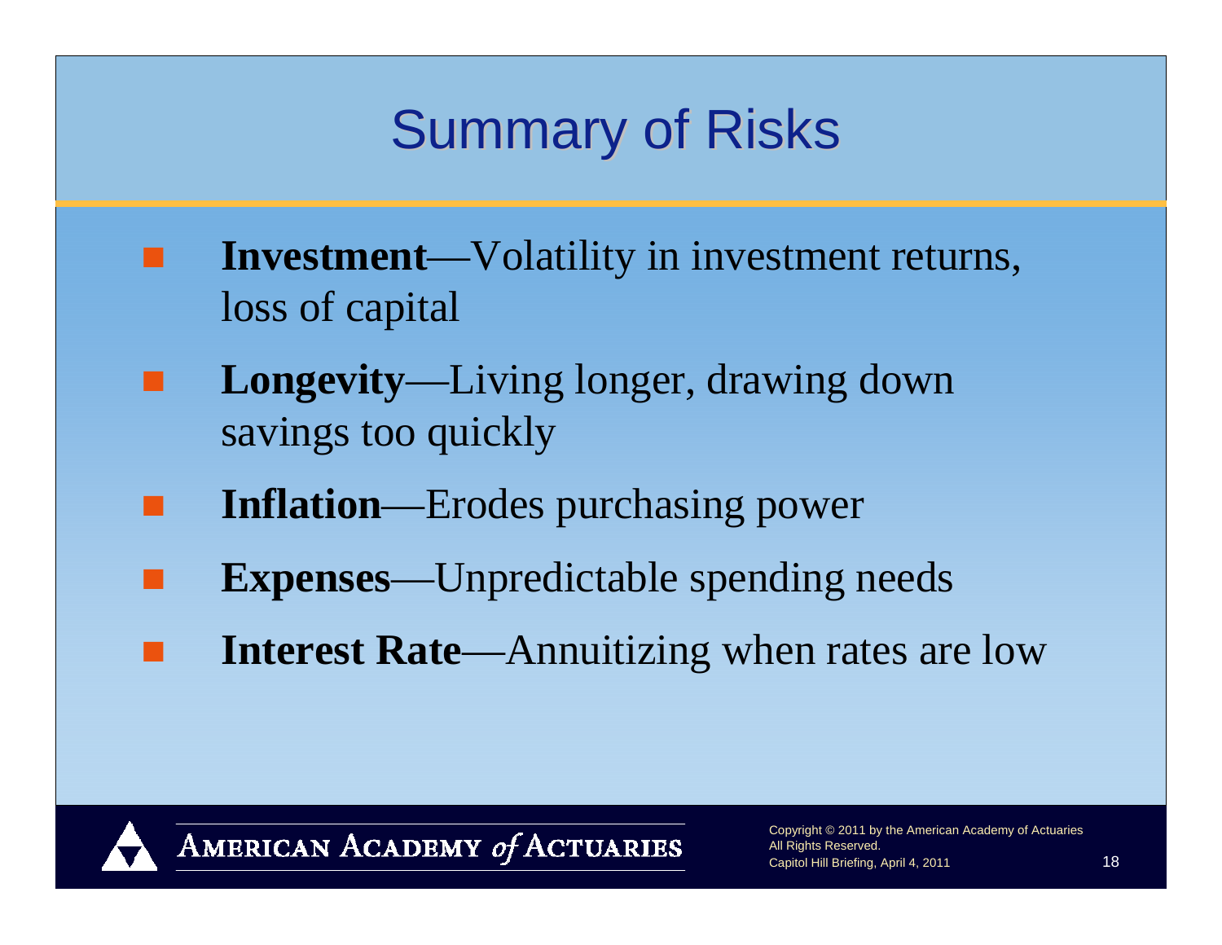# Summary of Risks

- **Investment**—Volatility in investment returns, loss of capital
- **Longevity**—Living longer, drawing down savings too quickly
- **Inflation**—Erodes purchasing power
- **Expenses**—Unpredictable spending needs
- **Interest Rate**—Annuitizing when rates are low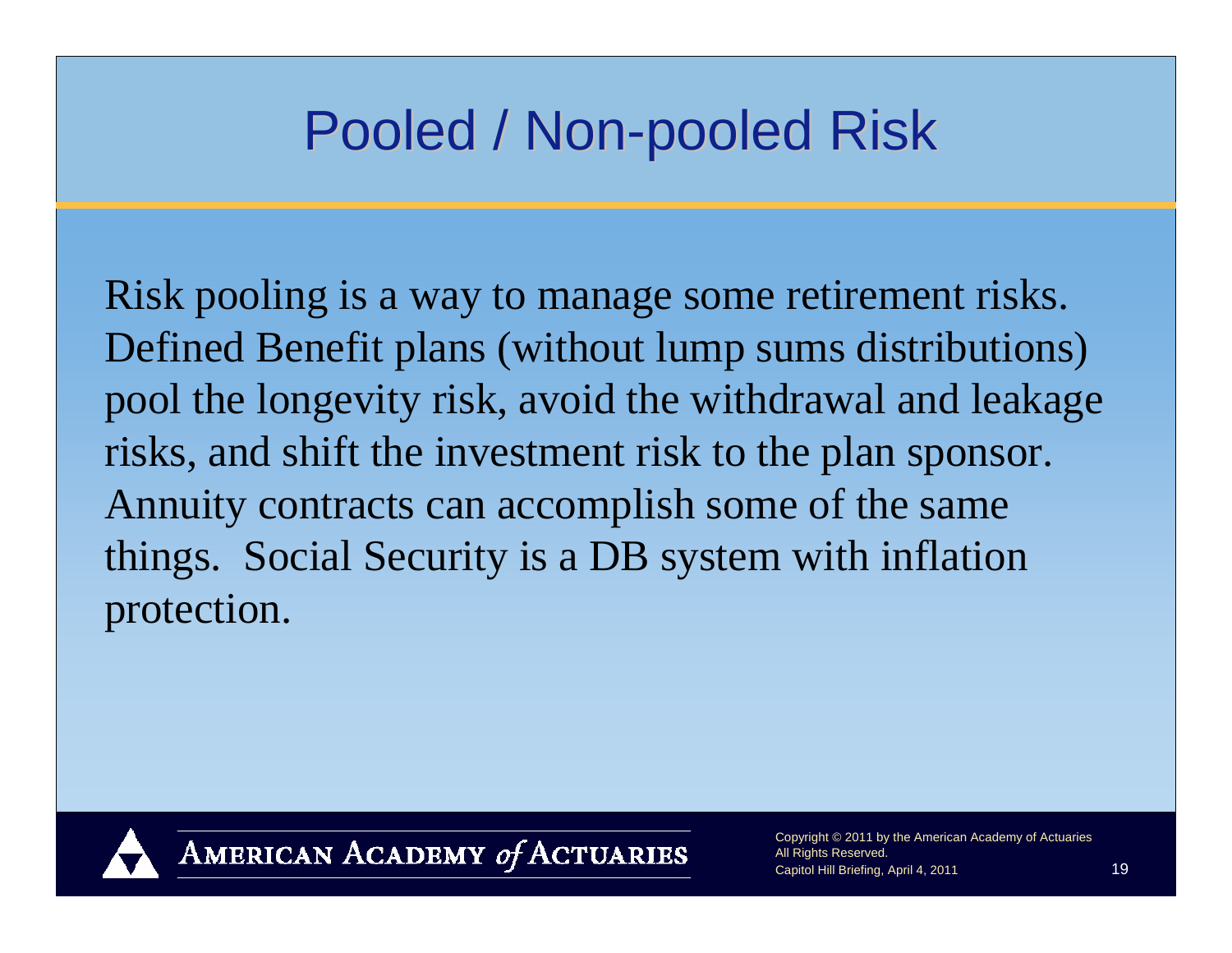# Pooled / Non-pooled Risk

Risk pooling is a way to manage some retirement risks. Defined Benefit plans (without lump sums distributions) pool the longevity risk, avoid the withdrawal and leakage risks, and shift the investment risk to the plan sponsor. Annuity contracts can accomplish some of the same things. Social Security is a DB system with inflation protection.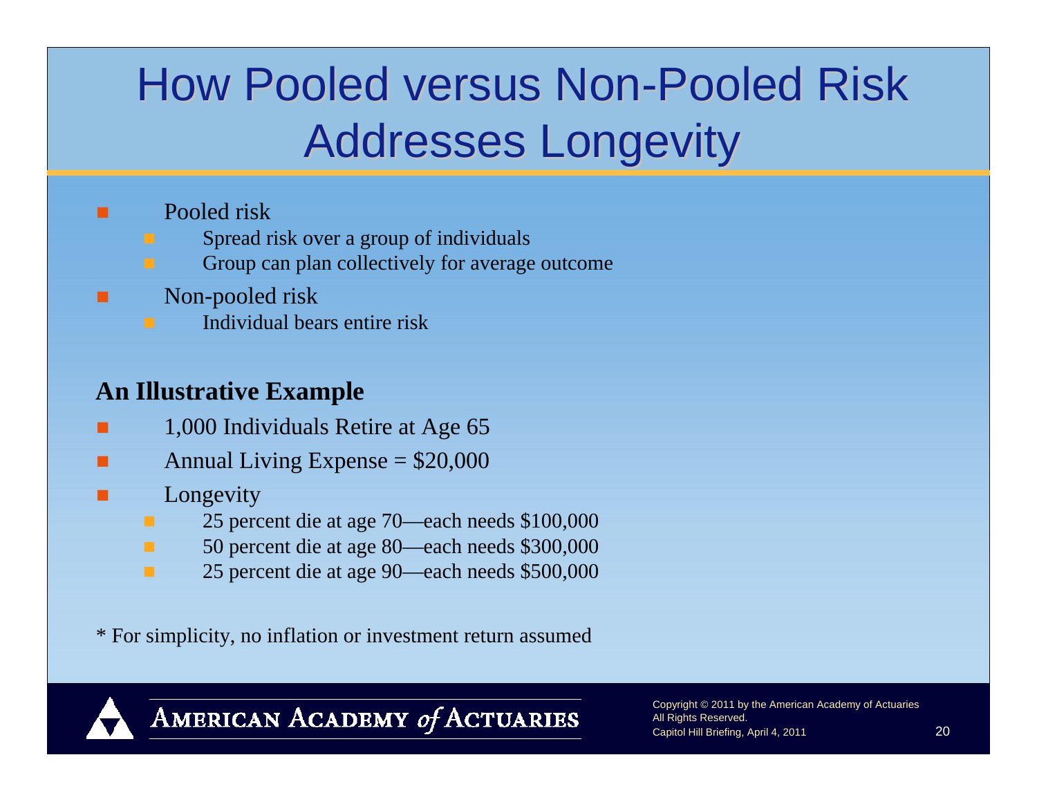# How Pooled versus Non-Pooled Risk Addresses Longevity

- Pooled risk
  - Spread risk over a group of individuals
  - Group can plan collectively for average outcome
- Non-pooled risk
  - Individual bears entire risk

**An Illustrative Example**

- 1,000 Individuals Retire at Age 65
- Annual Living Expense = $20,000
- Longevity
  - 25 percent die at age 70—each needs $100,000
  - 50 percent die at age 80—each needs $300,000
  - 25 percent die at age 90—each needs $500,000

* For simplicity, no inflation or investment return assumed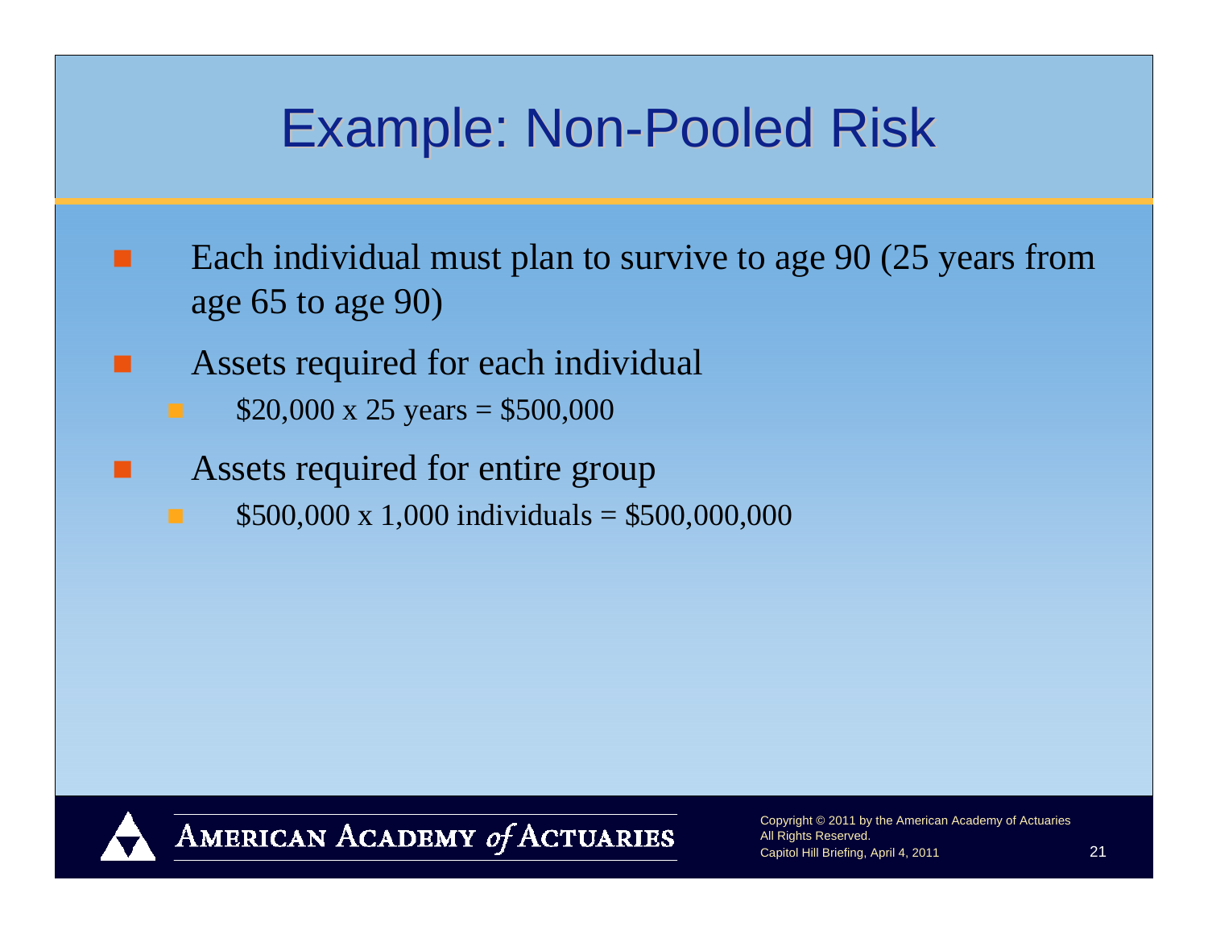# Example: Non-Pooled Risk

- Each individual must plan to survive to age 90 (25 years from age 65 to age 90)
- Assets required for each individual
  - $20,000 x 25 years = $500,000
- Assets required for entire group
  - $500,000 x 1,000 individuals = $500,000,000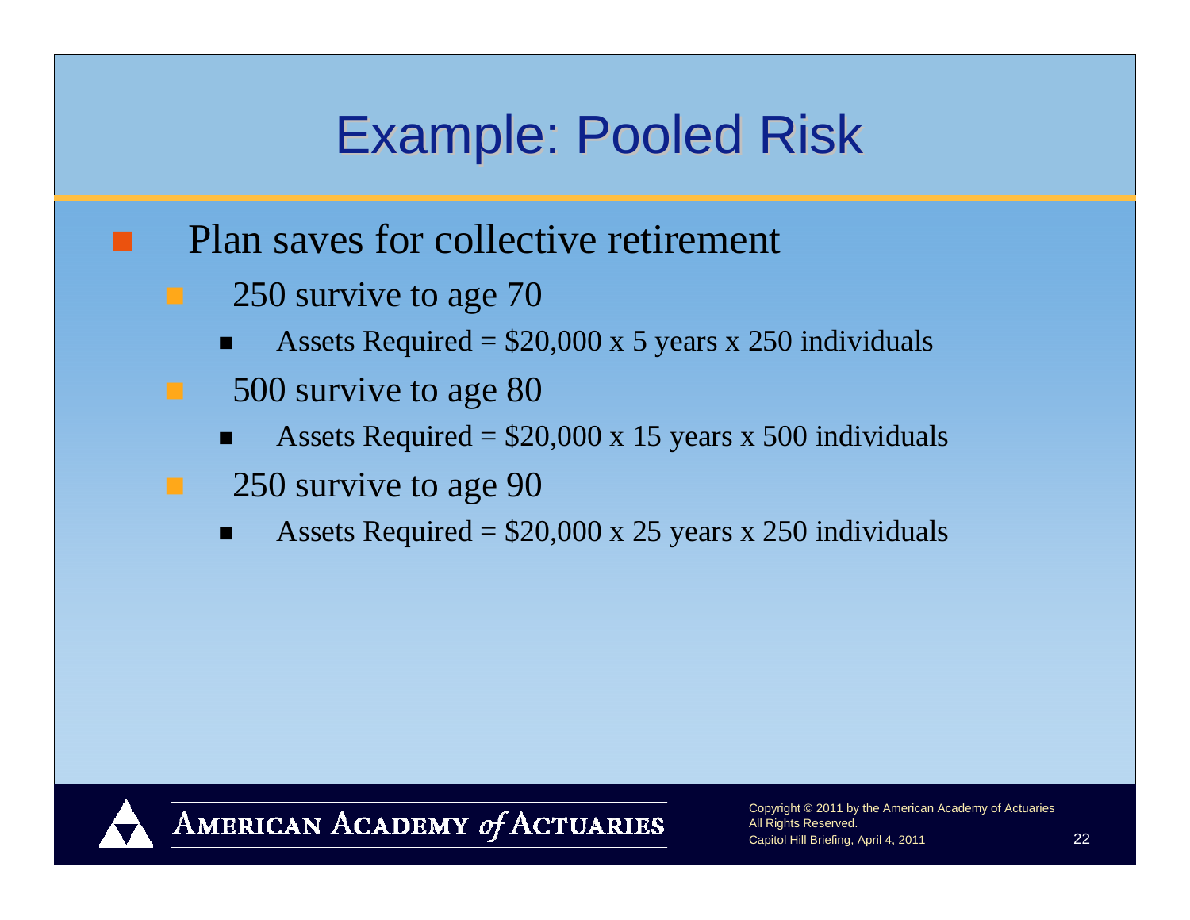# Example: Pooled Risk

- Plan saves for collective retirement
  - 250 survive to age 70
    - Assets Required = \$20,000 x 5 years x 250 individuals
  - 500 survive to age 80
    - Assets Required = \$20,000 x 15 years x 500 individuals
  - 250 survive to age 90
    - Assets Required = \$20,000 x 25 years x 250 individuals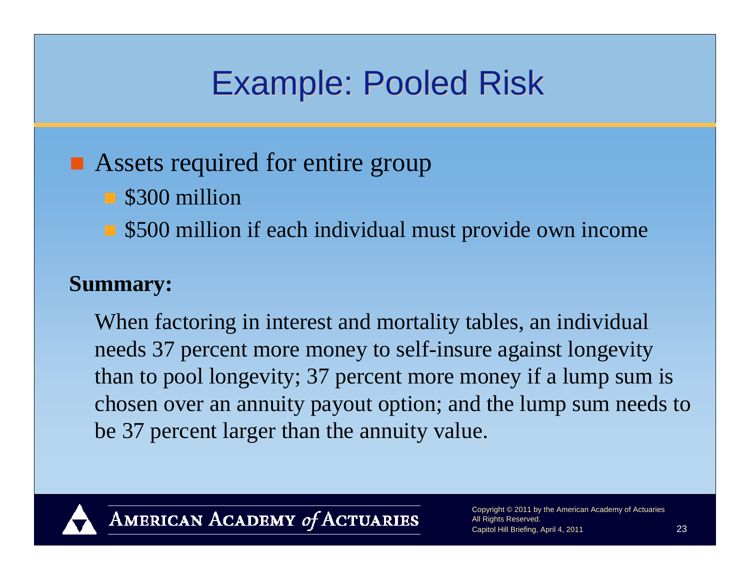# Example: Pooled Risk

- Assets required for entire group
  - $300 million
  - $500 million if each individual must provide own income

**Summary:**

When factoring in interest and mortality tables, an individual needs 37 percent more money to self-insure against longevity than to pool longevity; 37 percent more money if a lump sum is chosen over an annuity payout option; and the lump sum needs to be 37 percent larger than the annuity value.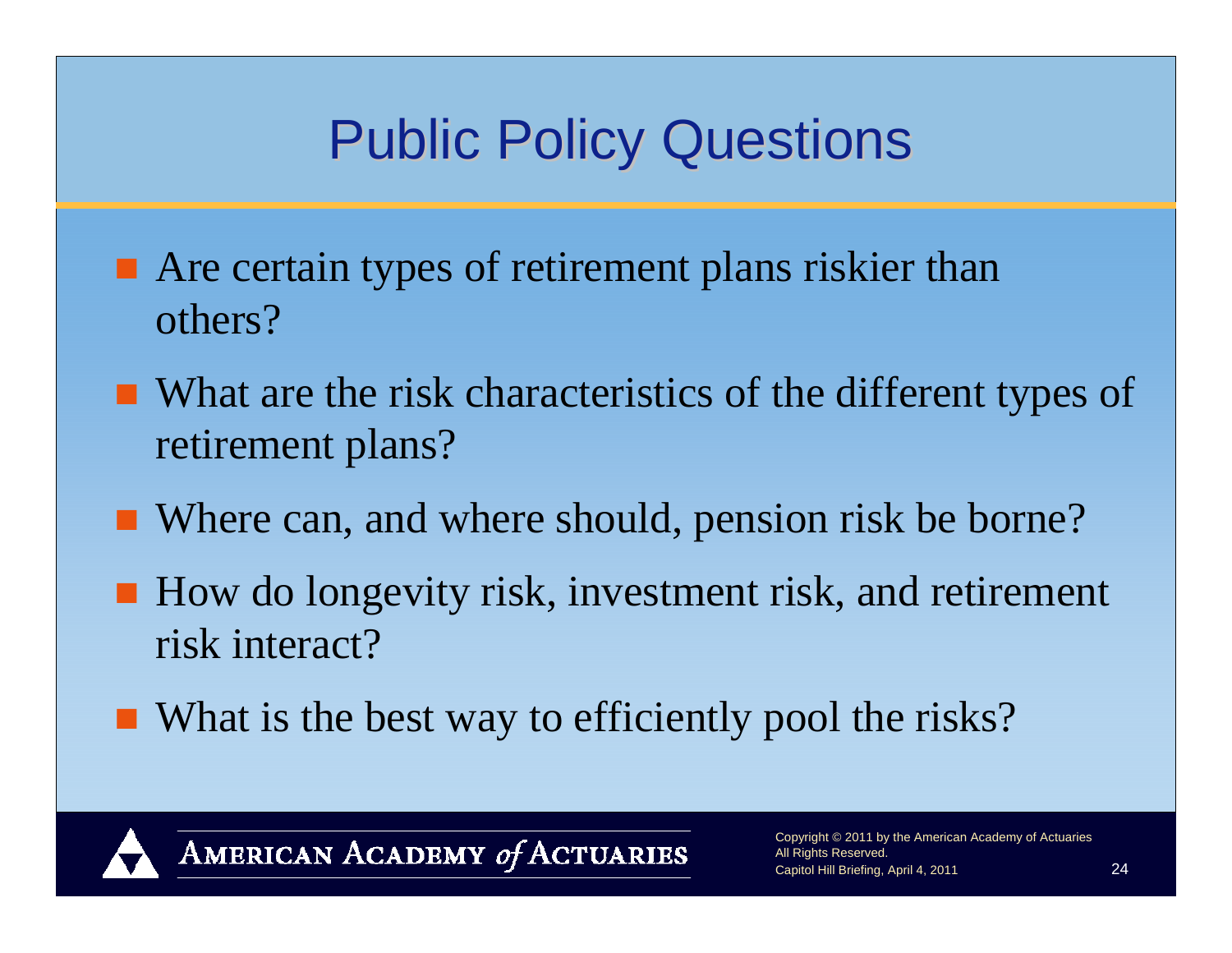# Public Policy Questions

- Are certain types of retirement plans riskier than others?
- What are the risk characteristics of the different types of retirement plans?
- Where can, and where should, pension risk be borne?
- How do longevity risk, investment risk, and retirement risk interact?
- What is the best way to efficiently pool the risks?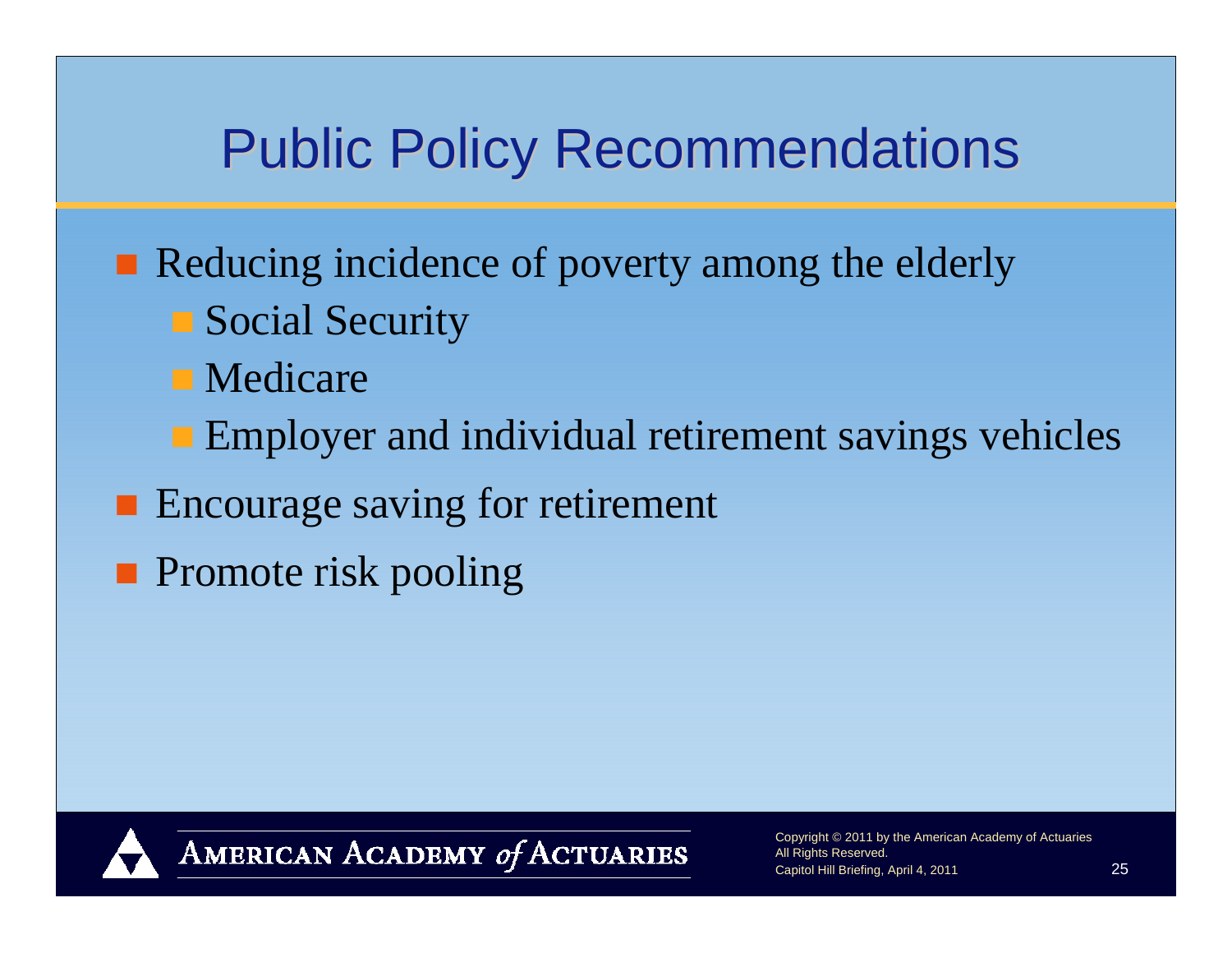# Public Policy Recommendations

- Reducing incidence of poverty among the elderly
  - Social Security
  - Medicare
  - Employer and individual retirement savings vehicles
- Encourage saving for retirement
- Promote risk pooling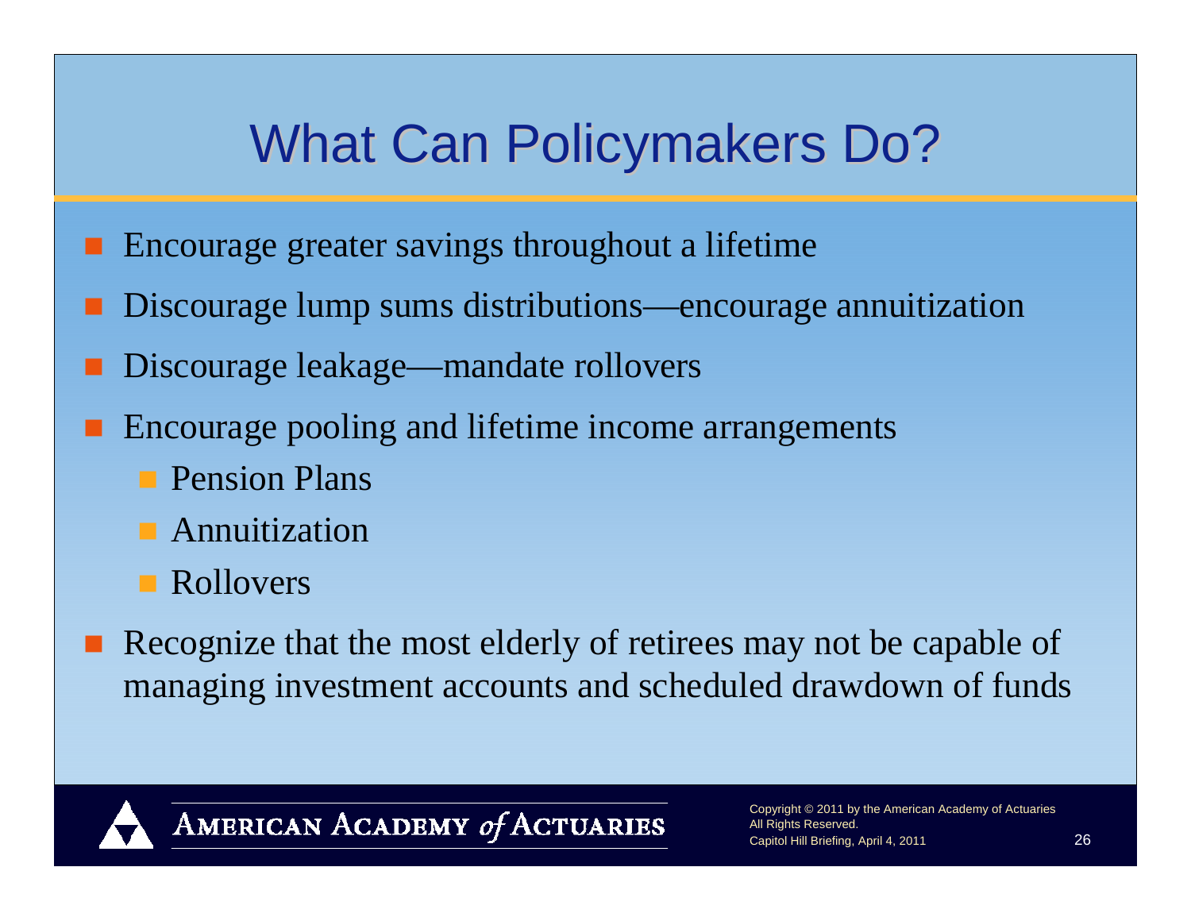# What Can Policymakers Do?

- Encourage greater savings throughout a lifetime
- Discourage lump sums distributions—encourage annuitization
- Discourage leakage—mandate rollovers
- Encourage pooling and lifetime income arrangements
  - Pension Plans
  - Annuitization
  - Rollovers
- Recognize that the most elderly of retirees may not be capable of managing investment accounts and scheduled drawdown of funds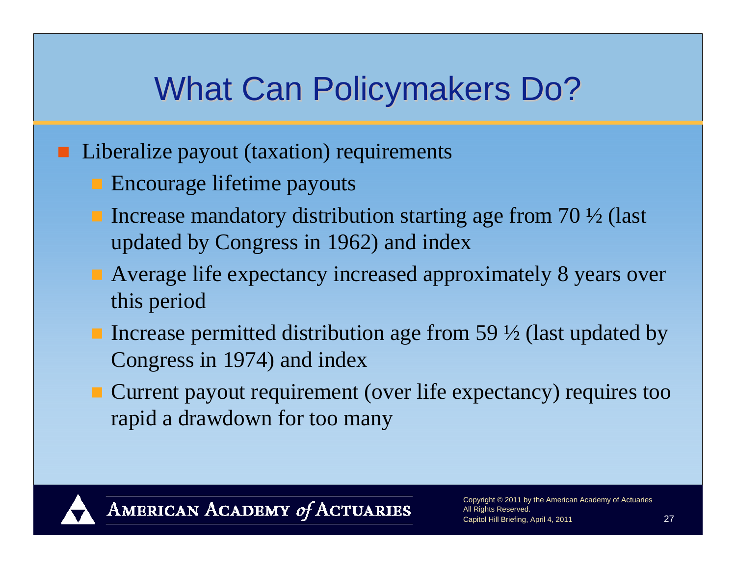# What Can Policymakers Do?

- Liberalize payout (taxation) requirements
  - Encourage lifetime payouts
  - Increase mandatory distribution starting age from 70 ½ (last updated by Congress in 1962) and index
  - Average life expectancy increased approximately 8 years over this period
  - Increase permitted distribution age from 59 ½ (last updated by Congress in 1974) and index
  - Current payout requirement (over life expectancy) requires too rapid a drawdown for too many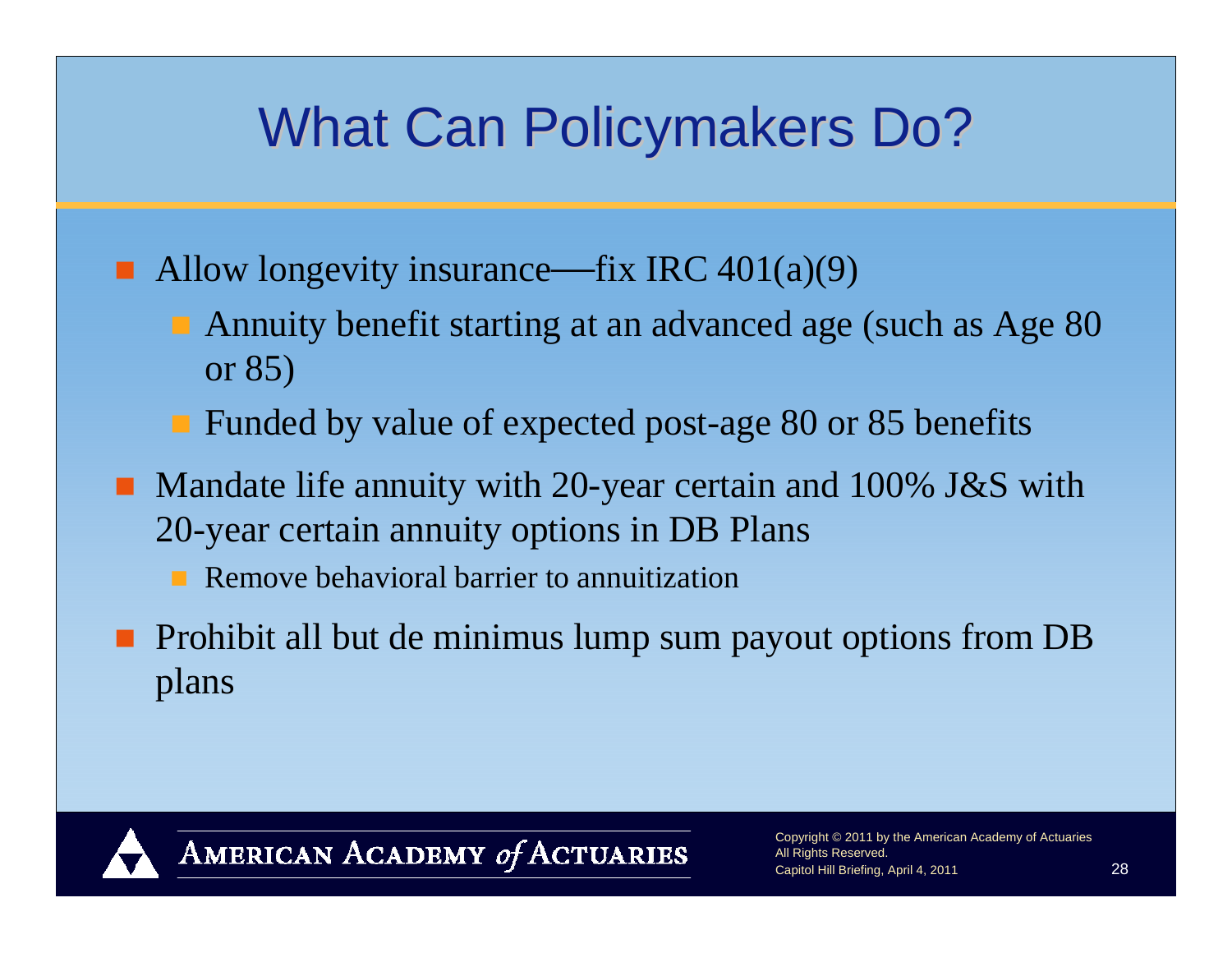# What Can Policymakers Do?

- Allow longevity insurance—fix IRC 401(a)(9)
  - Annuity benefit starting at an advanced age (such as Age 80 or 85)
  - Funded by value of expected post-age 80 or 85 benefits
- Mandate life annuity with 20-year certain and 100% J&S with 20-year certain annuity options in DB Plans
  - Remove behavioral barrier to annuitization
- Prohibit all but de minimus lump sum payout options from DB plans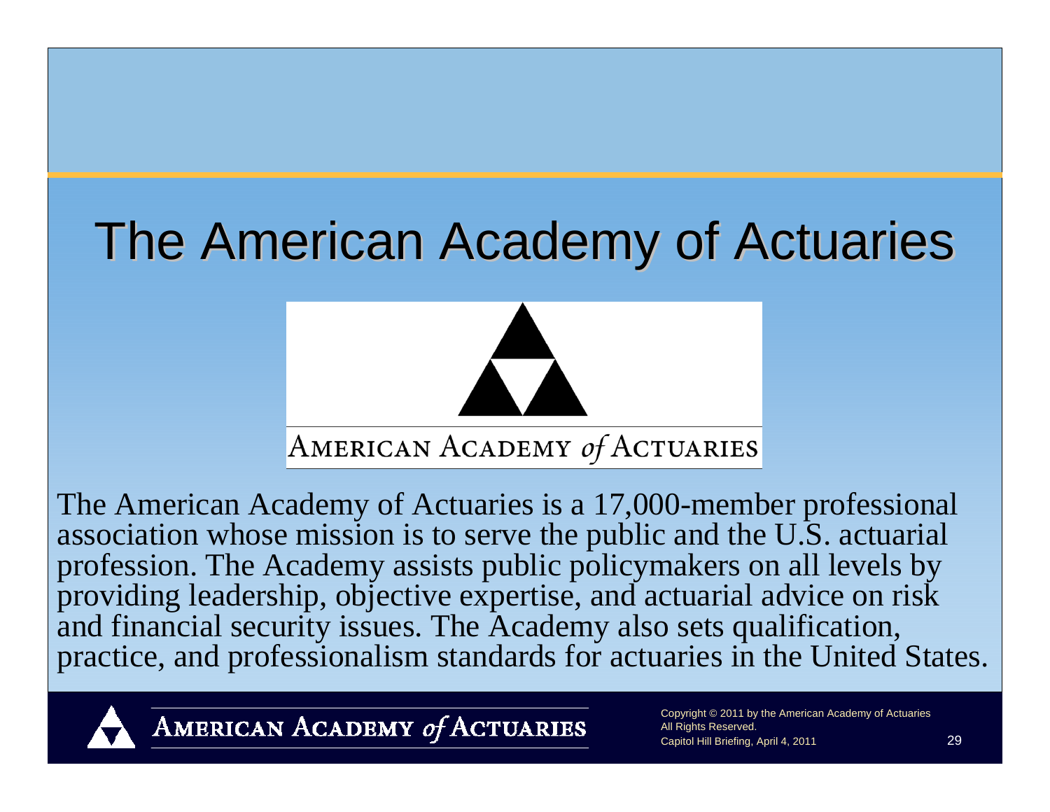# The American Academy of Actuaries

AMERICAN ACADEMY *of* ACTUARIES

The American Academy of Actuaries is a 17,000-member professional association whose mission is to serve the public and the U.S. actuarial profession. The Academy assists public policymakers on all levels by providing leadership, objective expertise, and actuarial advice on risk and financial security issues. The Academy also sets qualification, practice, and professionalism standards for actuaries in the United States.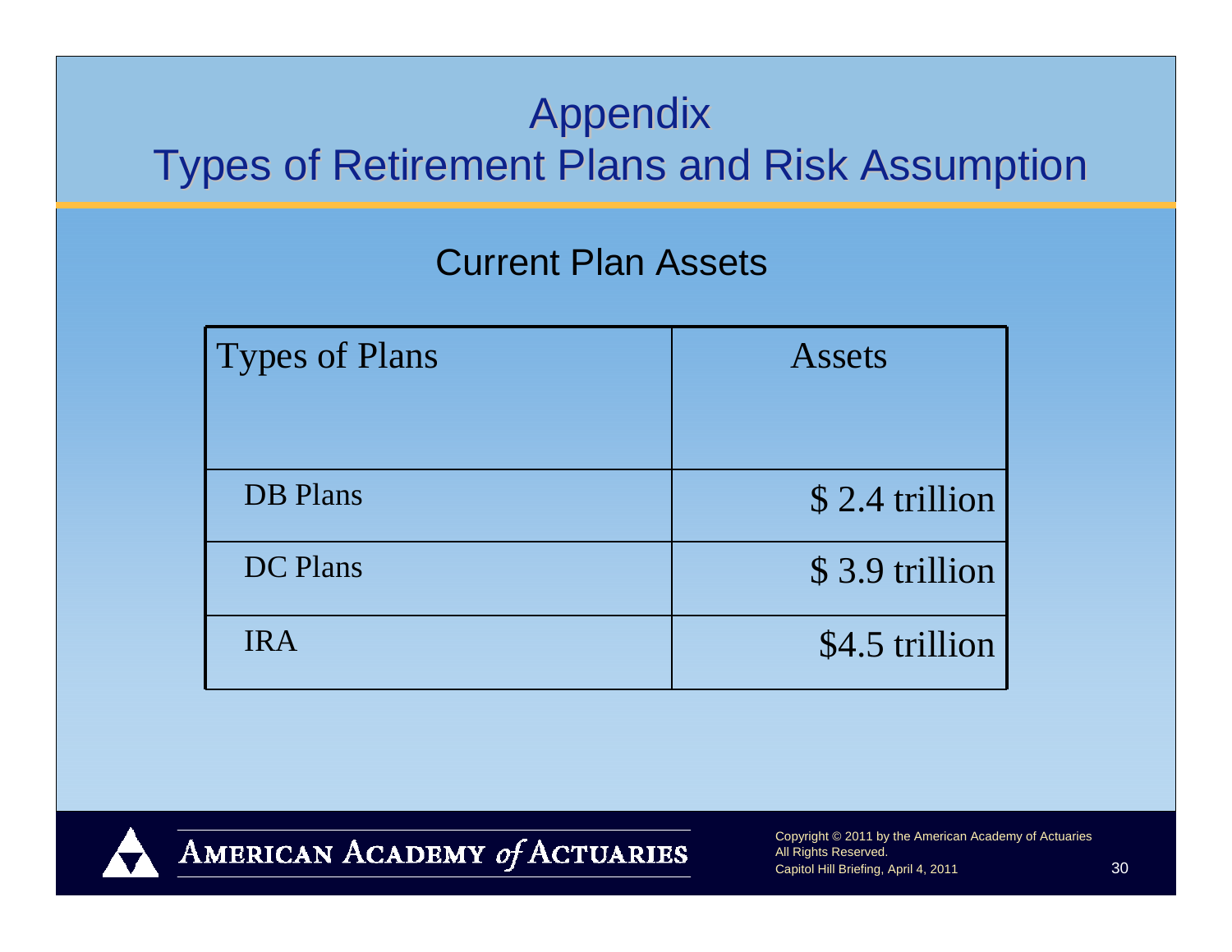# Appendix
# Types of Retirement Plans and Risk Assumption

## Current Plan Assets

| Types of Plans | Assets |
|---|---|
| DB Plans | $ 2.4 trillion |
| DC Plans | $ 3.9 trillion |
| IRA | $4.5 trillion |

AMERICAN ACADEMY *of* ACTUARIES

Copyright © 2011 by the American Academy of Actuaries
All Rights Reserved.
Capitol Hill Briefing, April 4, 2011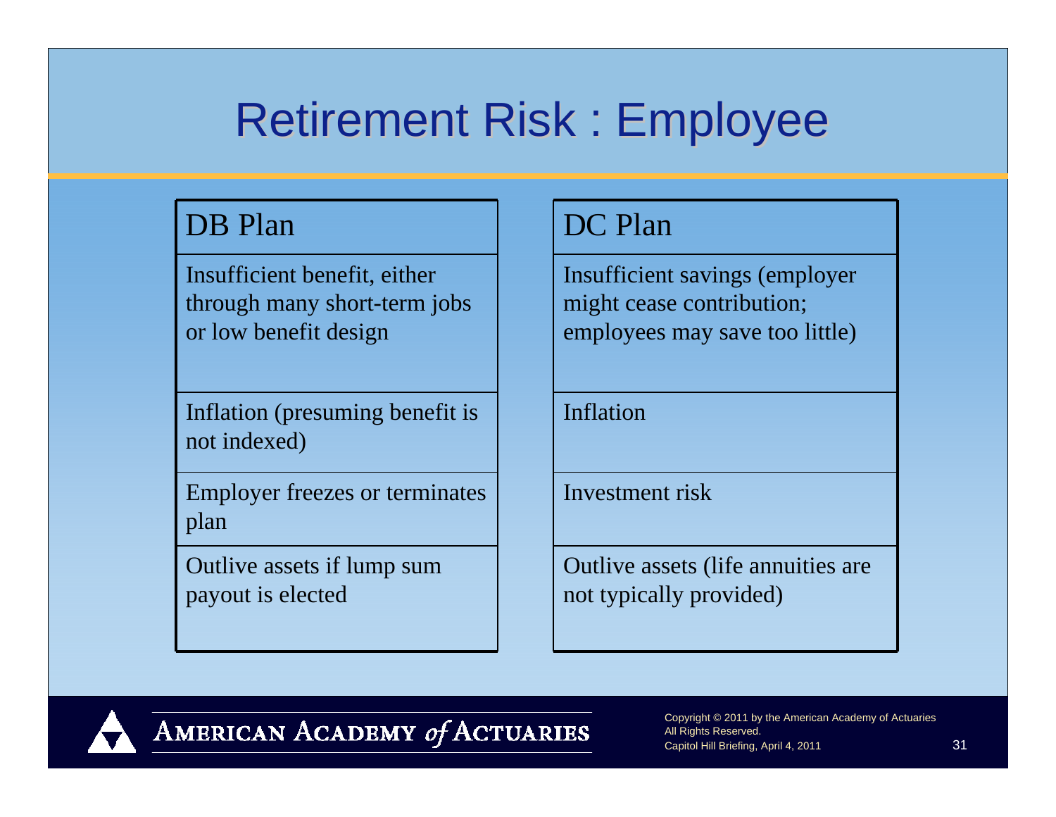# Retirement Risk : Employee

| DB Plan | DC Plan |
|---|---|
| Insufficient benefit, either through many short-term jobs or low benefit design | Insufficient savings (employer might cease contribution; employees may save too little) |
| Inflation (presuming benefit is not indexed) | Inflation |
| Employer freezes or terminates plan | Investment risk |
| Outlive assets if lump sum payout is elected | Outlive assets (life annuities are not typically provided) |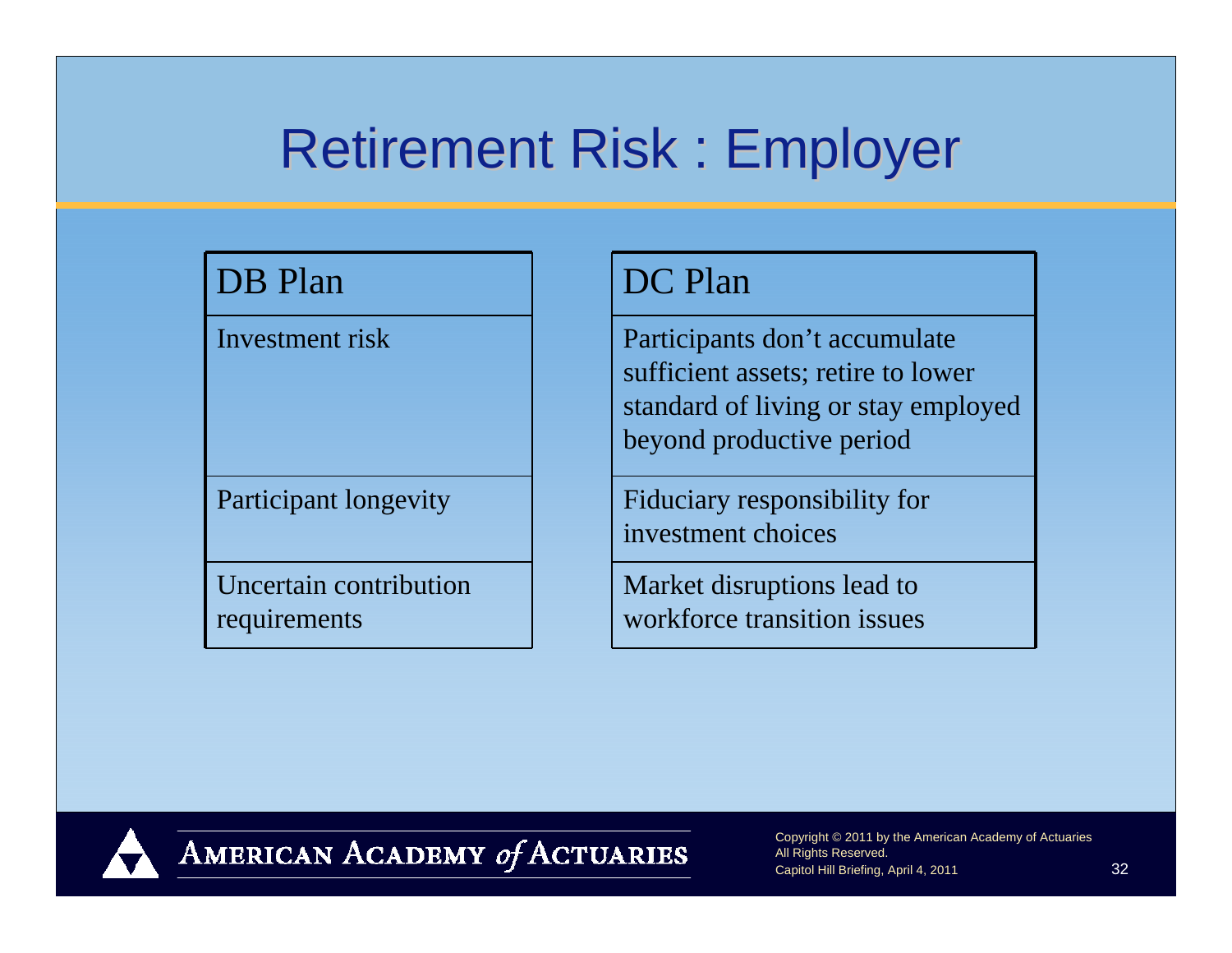# Retirement Risk : Employer

| DB Plan | DC Plan |
| --- | --- |
| Investment risk | Participants don't accumulate sufficient assets; retire to lower standard of living or stay employed beyond productive period |
| Participant longevity | Fiduciary responsibility for investment choices |
| Uncertain contribution requirements | Market disruptions lead to workforce transition issues |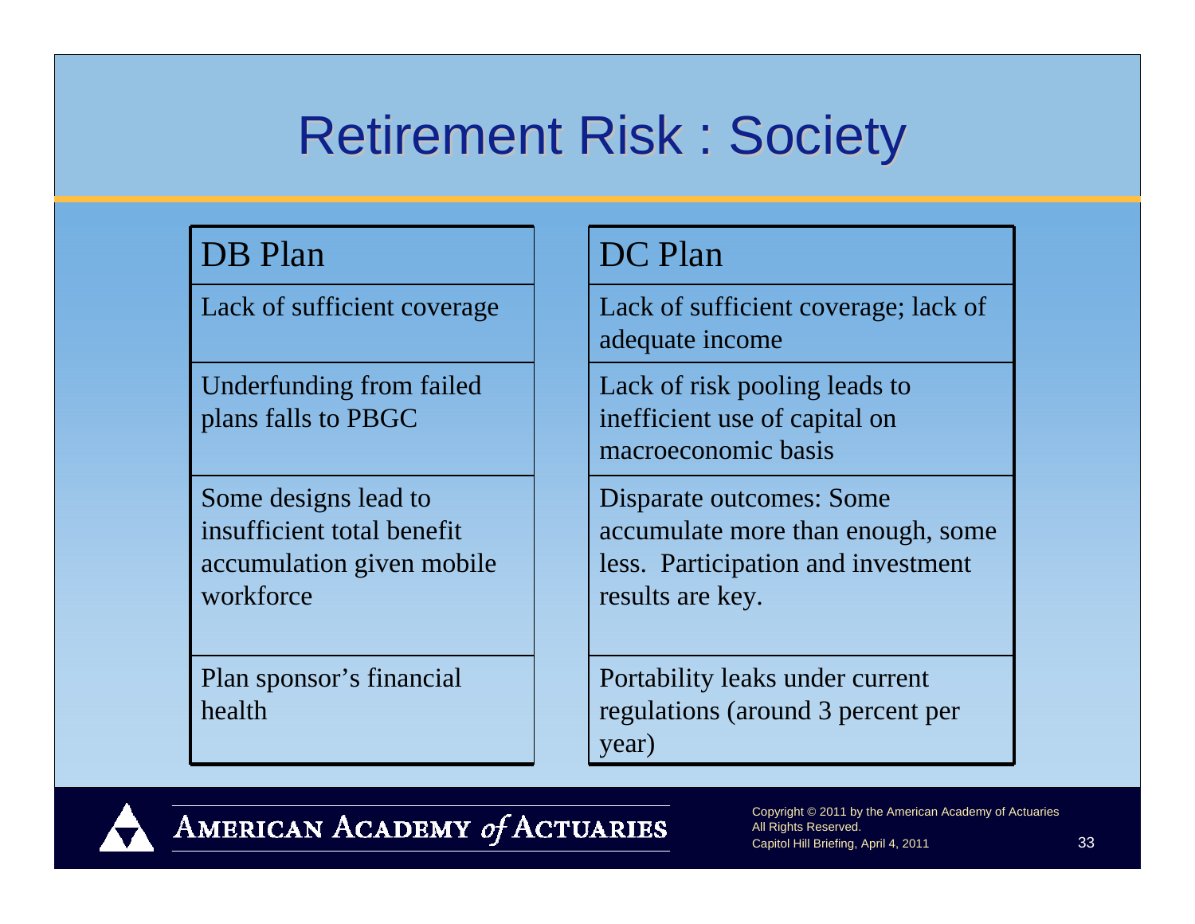# Retirement Risk : Society

| DB Plan | DC Plan |
|---|---|
| Lack of sufficient coverage | Lack of sufficient coverage; lack of adequate income |
| Underfunding from failed plans falls to PBGC | Lack of risk pooling leads to inefficient use of capital on macroeconomic basis |
| Some designs lead to insufficient total benefit accumulation given mobile workforce | Disparate outcomes: Some accumulate more than enough, some less. Participation and investment results are key. |
| Plan sponsor's financial health | Portability leaks under current regulations (around 3 percent per year) |

American Academy *of* Actuaries

Copyright © 2011 by the American Academy of Actuaries
All Rights Reserved.
Capitol Hill Briefing, April 4, 2011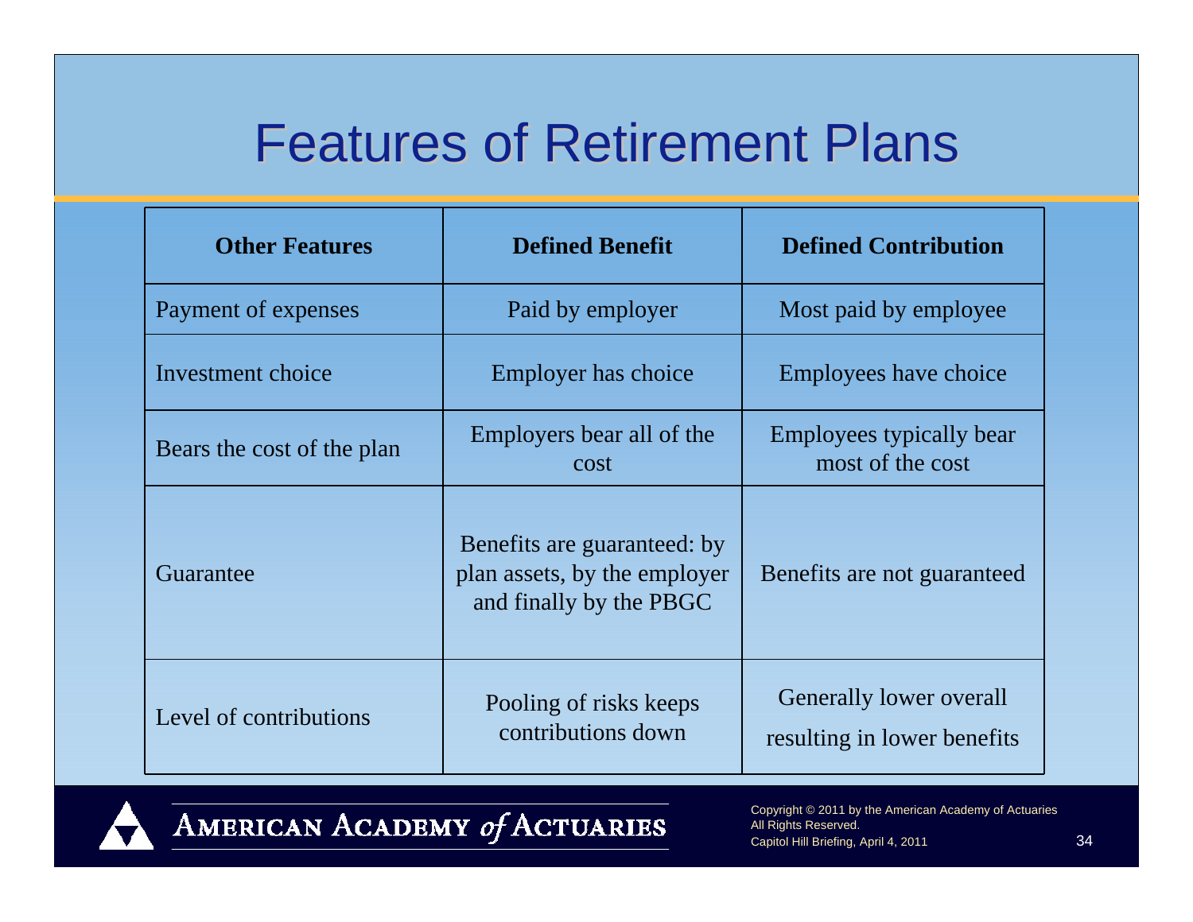# Features of Retirement Plans

| Other Features | Defined Benefit | Defined Contribution |
|---|---|---|
| Payment of expenses | Paid by employer | Most paid by employee |
| Investment choice | Employer has choice | Employees have choice |
| Bears the cost of the plan | Employers bear all of the cost | Employees typically bear most of the cost |
| Guarantee | Benefits are guaranteed: by plan assets, by the employer and finally by the PBGC | Benefits are not guaranteed |
| Level of contributions | Pooling of risks keeps contributions down | Generally lower overall resulting in lower benefits |

American Academy *of* Actuaries

Copyright © 2011 by the American Academy of Actuaries
All Rights Reserved.
Capitol Hill Briefing, April 4, 2011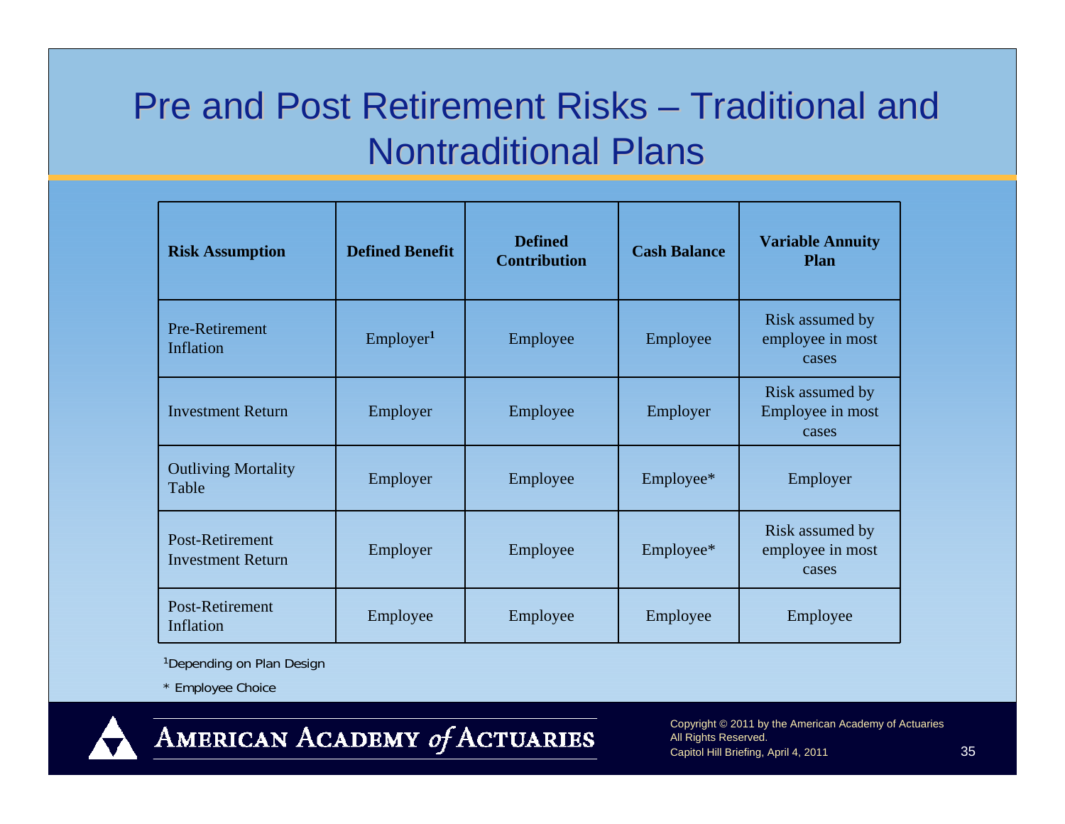# Pre and Post Retirement Risks – Traditional and Nontraditional Plans

| Risk Assumption | Defined Benefit | Defined Contribution | Cash Balance | Variable Annuity Plan |
|---|---|---|---|---|
| Pre-Retirement Inflation | Employer[1] | Employee | Employee | Risk assumed by employee in most cases |
| Investment Return | Employer | Employee | Employer | Risk assumed by Employee in most cases |
| Outliving Mortality Table | Employer | Employee | Employee* | Employer |
| Post-Retirement Investment Return | Employer | Employee | Employee* | Risk assumed by employee in most cases |
| Post-Retirement Inflation | Employee | Employee | Employee | Employee |

[1]Depending on Plan Design

* Employee Choice

AMERICAN ACADEMY *of* ACTUARIES

Copyright © 2011 by the American Academy of Actuaries
All Rights Reserved.
Capitol Hill Briefing, April 4, 2011